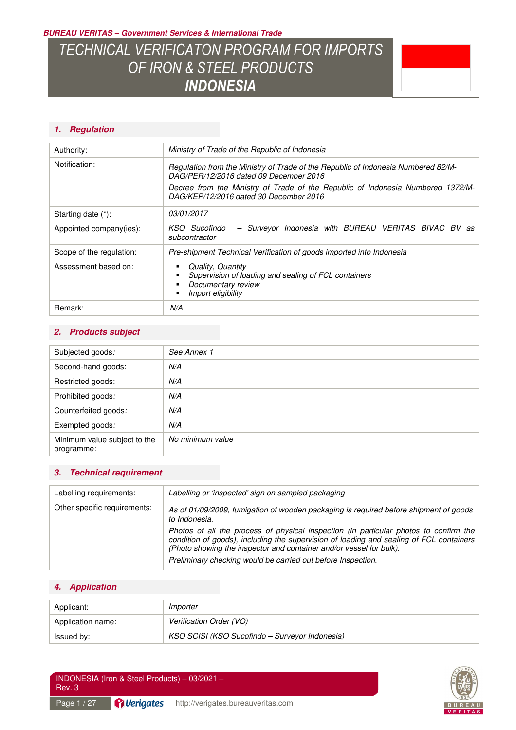BUREAU VERITAS – Government Services & International Trade

# TECHNICAL VERIFICATON PROGRAM FOR IMPORTS OF IRON & STEEL PRODUCTS INDONESIA

## 1. Regulation

| | |
|---|---|
| Authority: | *Ministry of Trade of the Republic of Indonesia* |
| Notification: | *Regulation from the Ministry of Trade of the Republic of Indonesia Numbered 82/M-DAG/PER/12/2016 dated 09 December 2016*<br>*Decree from the Ministry of Trade of the Republic of Indonesia Numbered 1372/M-DAG/KEP/12/2016 dated 30 December 2016* |
| Starting date (*): | *03/01/2017* |
| Appointed company(ies): | *KSO Sucofindo – Surveyor Indonesia with BUREAU VERITAS BIVAC BV as subcontractor* |
| Scope of the regulation: | *Pre-shipment Technical Verification of goods imported into Indonesia* |
| Assessment based on: | ▪ *Quality, Quantity*<br>▪ *Supervision of loading and sealing of FCL containers*<br>▪ *Documentary review*<br>▪ *Import eligibility* |
| Remark: | *N/A* |

## 2. Products subject

| | |
|---|---|
| Subjected goods: | *See Annex 1* |
| Second-hand goods: | *N/A* |
| Restricted goods: | *N/A* |
| Prohibited goods: | *N/A* |
| Counterfeited goods: | *N/A* |
| Exempted goods: | *N/A* |
| Minimum value subject to the programme: | *No minimum value* |

## 3. Technical requirement

| | |
|---|---|
| Labelling requirements: | *Labelling or 'inspected' sign on sampled packaging* |
| Other specific requirements: | *As of 01/09/2009, fumigation of wooden packaging is required before shipment of goods to Indonesia.*<br>*Photos of all the process of physical inspection (in particular photos to confirm the condition of goods), including the supervision of loading and sealing of FCL containers (Photo showing the inspector and container and/or vessel for bulk).*<br>*Preliminary checking would be carried out before Inspection.* |

## 4. Application

| | |
|---|---|
| Applicant: | *Importer* |
| Application name: | *Verification Order (VO)* |
| Issued by: | *KSO SCISI (KSO Sucofindo – Surveyor Indonesia)* |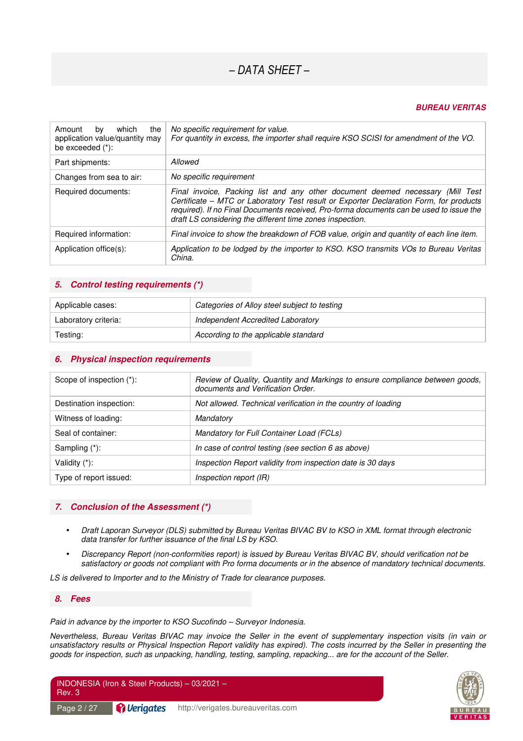## – DATA SHEET –

***BUREAU VERITAS***

| | |
|---|---|
| Amount by which the application value/quantity may be exceeded (*): | *No specific requirement for value. For quantity in excess, the importer shall require KSO SCISI for amendment of the VO.* |
| Part shipments: | *Allowed* |
| Changes from sea to air: | *No specific requirement* |
| Required documents: | *Final invoice, Packing list and any other document deemed necessary (Mill Test Certificate – MTC or Laboratory Test result or Exporter Declaration Form, for products required). If no Final Documents received, Pro-forma documents can be used to issue the draft LS considering the different time zones inspection.* |
| Required information: | *Final invoice to show the breakdown of FOB value, origin and quantity of each line item.* |
| Application office(s): | *Application to be lodged by the importer to KSO. KSO transmits VOs to Bureau Veritas China.* |

### 5. Control testing requirements (*)

| | |
|---|---|
| Applicable cases: | *Categories of Alloy steel subject to testing* |
| Laboratory criteria: | *Independent Accredited Laboratory* |
| Testing: | *According to the applicable standard* |

### 6. Physical inspection requirements

| | |
|---|---|
| Scope of inspection (*): | *Review of Quality, Quantity and Markings to ensure compliance between goods, documents and Verification Order.* |
| Destination inspection: | *Not allowed. Technical verification in the country of loading* |
| Witness of loading: | *Mandatory* |
| Seal of container: | *Mandatory for Full Container Load (FCLs)* |
| Sampling (*): | *In case of control testing (see section 6 as above)* |
| Validity (*): | *Inspection Report validity from inspection date is 30 days* |
| Type of report issued: | *Inspection report (IR)* |

### 7. Conclusion of the Assessment (*)

- *Draft Laporan Surveyor (DLS) submitted by Bureau Veritas BIVAC BV to KSO in XML format through electronic data transfer for further issuance of the final LS by KSO.*
- *Discrepancy Report (non-conformities report) is issued by Bureau Veritas BIVAC BV, should verification not be satisfactory or goods not compliant with Pro forma documents or in the absence of mandatory technical documents.*

*LS is delivered to Importer and to the Ministry of Trade for clearance purposes.*

### 8. Fees

*Paid in advance by the importer to KSO Sucofindo – Surveyor Indonesia.*

*Nevertheless, Bureau Veritas BIVAC may invoice the Seller in the event of supplementary inspection visits (in vain or unsatisfactory results or Physical Inspection Report validity has expired). The costs incurred by the Seller in presenting the goods for inspection, such as unpacking, handling, testing, sampling, repacking... are for the account of the Seller.*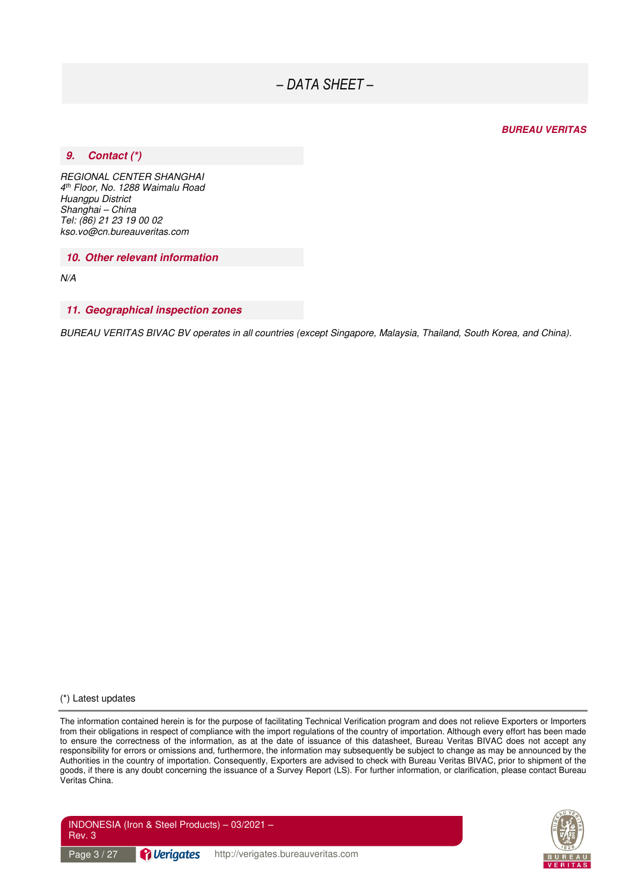*– DATA SHEET –*

***BUREAU VERITAS***

## *9. Contact (*)*

*REGIONAL CENTER SHANGHAI*
*4th Floor, No. 1288 Waimalu Road*
*Huangpu District*
*Shanghai – China*
*Tel: (86) 21 23 19 00 02*
*kso.vo@cn.bureauveritas.com*

## *10. Other relevant information*

*N/A*

## *11. Geographical inspection zones*

*BUREAU VERITAS BIVAC BV operates in all countries (except Singapore, Malaysia, Thailand, South Korea, and China).*

(*) Latest updates

The information contained herein is for the purpose of facilitating Technical Verification program and does not relieve Exporters or Importers from their obligations in respect of compliance with the import regulations of the country of importation. Although every effort has been made to ensure the correctness of the information, as at the date of issuance of this datasheet, Bureau Veritas BIVAC does not accept any responsibility for errors or omissions and, furthermore, the information may subsequently be subject to change as may be announced by the Authorities in the country of importation. Consequently, Exporters are advised to check with Bureau Veritas BIVAC, prior to shipment of the goods, if there is any doubt concerning the issuance of a Survey Report (LS). For further information, or clarification, please contact Bureau Veritas China.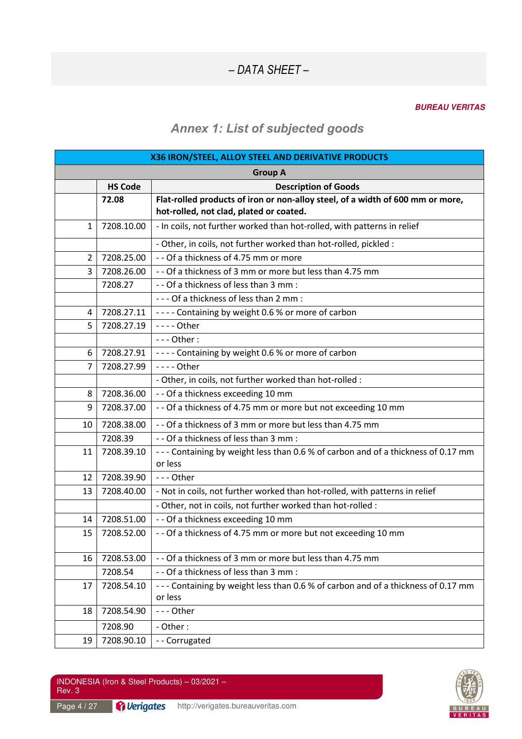*– DATA SHEET –*

***BUREAU VERITAS***

## *Annex 1: List of subjected goods*

| X36 IRON/STEEL, ALLOY STEEL AND DERIVATIVE PRODUCTS | | |
|---|---|---|
| **Group A** | | |
| | **HS Code** | **Description of Goods** |
| | **72.08** | **Flat-rolled products of iron or non-alloy steel, of a width of 600 mm or more, hot-rolled, not clad, plated or coated.** |
| 1 | 7208.10.00 | - In coils, not further worked than hot-rolled, with patterns in relief |
| | | - Other, in coils, not further worked than hot-rolled, pickled : |
| 2 | 7208.25.00 | - - Of a thickness of 4.75 mm or more |
| 3 | 7208.26.00 | - - Of a thickness of 3 mm or more but less than 4.75 mm |
| | 7208.27 | - - Of a thickness of less than 3 mm : |
| | | - - - Of a thickness of less than 2 mm : |
| 4 | 7208.27.11 | - - - - Containing by weight 0.6 % or more of carbon |
| 5 | 7208.27.19 | - - - - Other |
| | | - - - Other : |
| 6 | 7208.27.91 | - - - - Containing by weight 0.6 % or more of carbon |
| 7 | 7208.27.99 | - - - - Other |
| | | - Other, in coils, not further worked than hot-rolled : |
| 8 | 7208.36.00 | - - Of a thickness exceeding 10 mm |
| 9 | 7208.37.00 | - - Of a thickness of 4.75 mm or more but not exceeding 10 mm |
| 10 | 7208.38.00 | - - Of a thickness of 3 mm or more but less than 4.75 mm |
| | 7208.39 | - - Of a thickness of less than 3 mm : |
| 11 | 7208.39.10 | - - - Containing by weight less than 0.6 % of carbon and of a thickness of 0.17 mm or less |
| 12 | 7208.39.90 | - - - Other |
| 13 | 7208.40.00 | - Not in coils, not further worked than hot-rolled, with patterns in relief |
| | | - Other, not in coils, not further worked than hot-rolled : |
| 14 | 7208.51.00 | - - Of a thickness exceeding 10 mm |
| 15 | 7208.52.00 | - - Of a thickness of 4.75 mm or more but not exceeding 10 mm |
| 16 | 7208.53.00 | - - Of a thickness of 3 mm or more but less than 4.75 mm |
| | 7208.54 | - - Of a thickness of less than 3 mm : |
| 17 | 7208.54.10 | - - - Containing by weight less than 0.6 % of carbon and of a thickness of 0.17 mm or less |
| 18 | 7208.54.90 | - - - Other |
| | 7208.90 | - Other : |
| 19 | 7208.90.10 | - - Corrugated |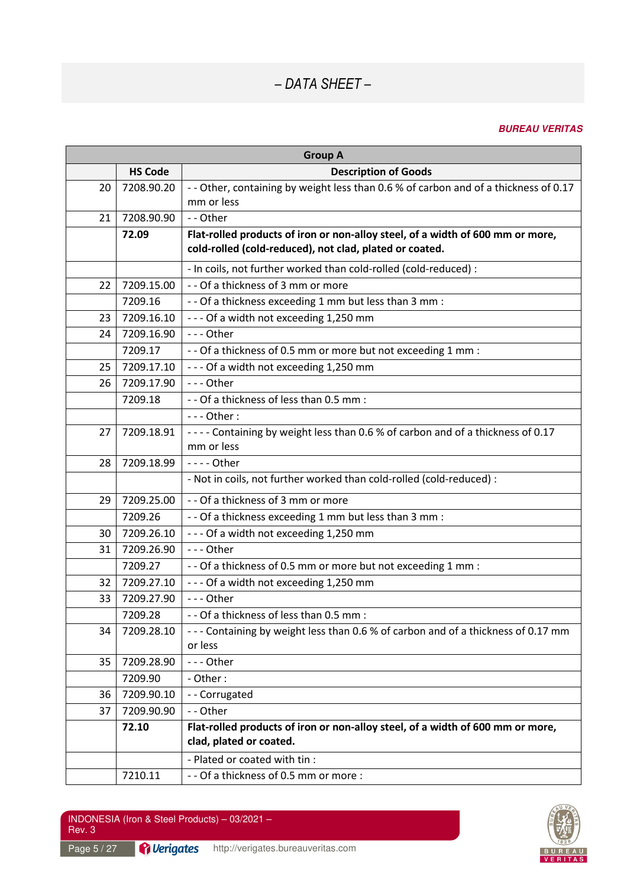| Group A | | |
|---|---|---|
| | **HS Code** | **Description of Goods** |
| 20 | 7208.90.20 | - - Other, containing by weight less than 0.6 % of carbon and of a thickness of 0.17 mm or less |
| 21 | 7208.90.90 | - - Other |
| | **72.09** | **Flat-rolled products of iron or non-alloy steel, of a width of 600 mm or more, cold-rolled (cold-reduced), not clad, plated or coated.** |
| | | - In coils, not further worked than cold-rolled (cold-reduced) : |
| 22 | 7209.15.00 | - - Of a thickness of 3 mm or more |
| | 7209.16 | - - Of a thickness exceeding 1 mm but less than 3 mm : |
| 23 | 7209.16.10 | - - - Of a width not exceeding 1,250 mm |
| 24 | 7209.16.90 | - - - Other |
| | 7209.17 | - - Of a thickness of 0.5 mm or more but not exceeding 1 mm : |
| 25 | 7209.17.10 | - - - Of a width not exceeding 1,250 mm |
| 26 | 7209.17.90 | - - - Other |
| | 7209.18 | - - Of a thickness of less than 0.5 mm : |
| | | - - - Other : |
| 27 | 7209.18.91 | - - - - Containing by weight less than 0.6 % of carbon and of a thickness of 0.17 mm or less |
| 28 | 7209.18.99 | - - - - Other |
| | | - Not in coils, not further worked than cold-rolled (cold-reduced) : |
| 29 | 7209.25.00 | - - Of a thickness of 3 mm or more |
| | 7209.26 | - - Of a thickness exceeding 1 mm but less than 3 mm : |
| 30 | 7209.26.10 | - - - Of a width not exceeding 1,250 mm |
| 31 | 7209.26.90 | - - - Other |
| | 7209.27 | - - Of a thickness of 0.5 mm or more but not exceeding 1 mm : |
| 32 | 7209.27.10 | - - - Of a width not exceeding 1,250 mm |
| 33 | 7209.27.90 | - - - Other |
| | 7209.28 | - - Of a thickness of less than 0.5 mm : |
| 34 | 7209.28.10 | - - - Containing by weight less than 0.6 % of carbon and of a thickness of 0.17 mm or less |
| 35 | 7209.28.90 | - - - Other |
| | 7209.90 | - Other : |
| 36 | 7209.90.10 | - - Corrugated |
| 37 | 7209.90.90 | - - Other |
| | **72.10** | **Flat-rolled products of iron or non-alloy steel, of a width of 600 mm or more, clad, plated or coated.** |
| | | - Plated or coated with tin : |
| | 7210.11 | - - Of a thickness of 0.5 mm or more : |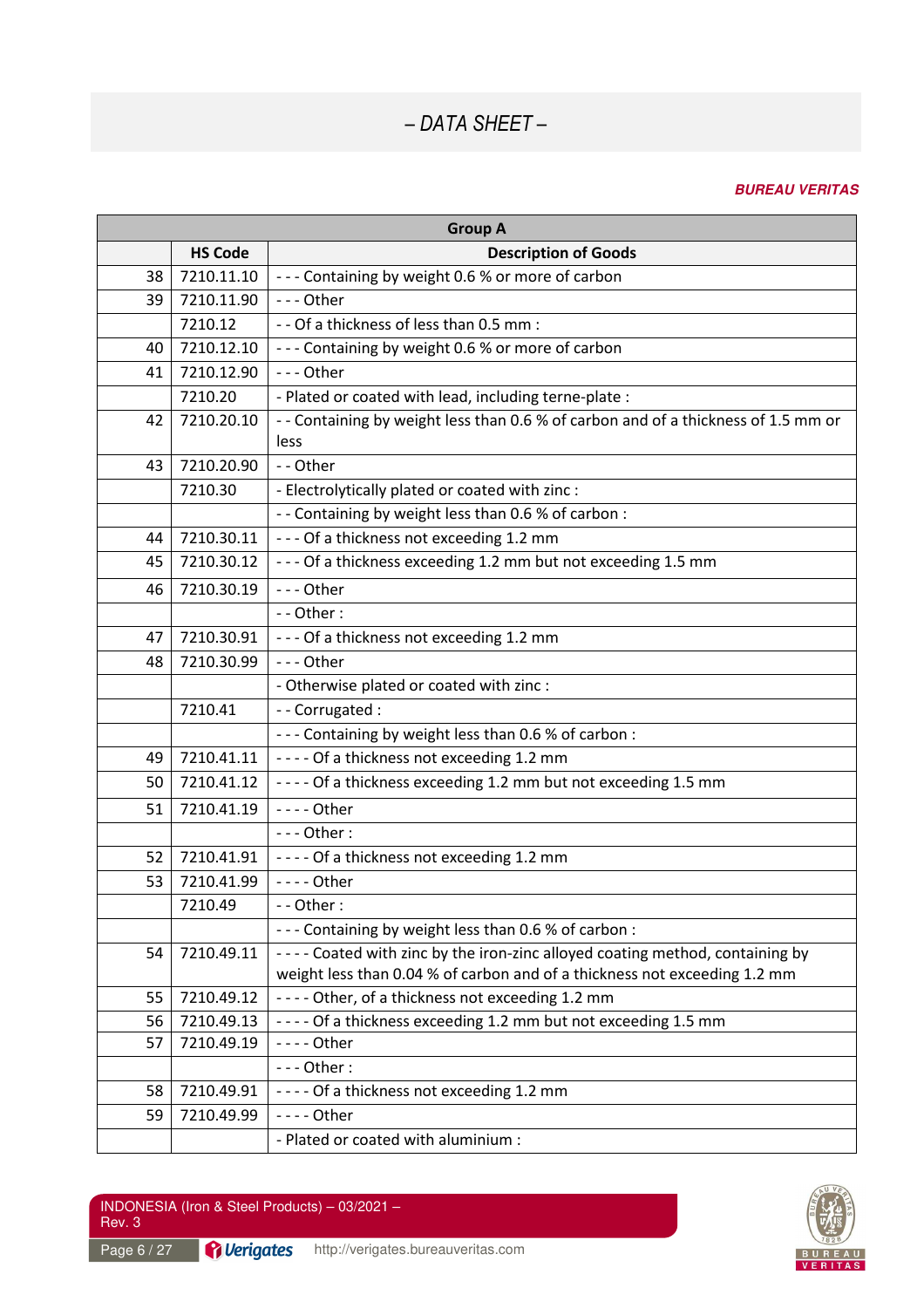*– DATA SHEET –*

***BUREAU VERITAS***

| Group A | | |
|---|---|---|
| | **HS Code** | **Description of Goods** |
| 38 | 7210.11.10 | - - - Containing by weight 0.6 % or more of carbon |
| 39 | 7210.11.90 | - - - Other |
| | 7210.12 | - - Of a thickness of less than 0.5 mm : |
| 40 | 7210.12.10 | - - - Containing by weight 0.6 % or more of carbon |
| 41 | 7210.12.90 | - - - Other |
| | 7210.20 | - Plated or coated with lead, including terne-plate : |
| 42 | 7210.20.10 | - - Containing by weight less than 0.6 % of carbon and of a thickness of 1.5 mm or less |
| 43 | 7210.20.90 | - - Other |
| | 7210.30 | - Electrolytically plated or coated with zinc : |
| | | - - Containing by weight less than 0.6 % of carbon : |
| 44 | 7210.30.11 | - - - Of a thickness not exceeding 1.2 mm |
| 45 | 7210.30.12 | - - - Of a thickness exceeding 1.2 mm but not exceeding 1.5 mm |
| 46 | 7210.30.19 | - - - Other |
| | | - - Other : |
| 47 | 7210.30.91 | - - - Of a thickness not exceeding 1.2 mm |
| 48 | 7210.30.99 | - - - Other |
| | | - Otherwise plated or coated with zinc : |
| | 7210.41 | - - Corrugated : |
| | | - - - Containing by weight less than 0.6 % of carbon : |
| 49 | 7210.41.11 | - - - - Of a thickness not exceeding 1.2 mm |
| 50 | 7210.41.12 | - - - - Of a thickness exceeding 1.2 mm but not exceeding 1.5 mm |
| 51 | 7210.41.19 | - - - - Other |
| | | - - - Other : |
| 52 | 7210.41.91 | - - - - Of a thickness not exceeding 1.2 mm |
| 53 | 7210.41.99 | - - - - Other |
| | 7210.49 | - - Other : |
| | | - - - Containing by weight less than 0.6 % of carbon : |
| 54 | 7210.49.11 | - - - - Coated with zinc by the iron-zinc alloyed coating method, containing by weight less than 0.04 % of carbon and of a thickness not exceeding 1.2 mm |
| 55 | 7210.49.12 | - - - - Other, of a thickness not exceeding 1.2 mm |
| 56 | 7210.49.13 | - - - - Of a thickness exceeding 1.2 mm but not exceeding 1.5 mm |
| 57 | 7210.49.19 | - - - - Other |
| | | - - - Other : |
| 58 | 7210.49.91 | - - - - Of a thickness not exceeding 1.2 mm |
| 59 | 7210.49.99 | - - - - Other |
| | | - Plated or coated with aluminium : |

INDONESIA (Iron & Steel Products) – 03/2021 – Rev. 3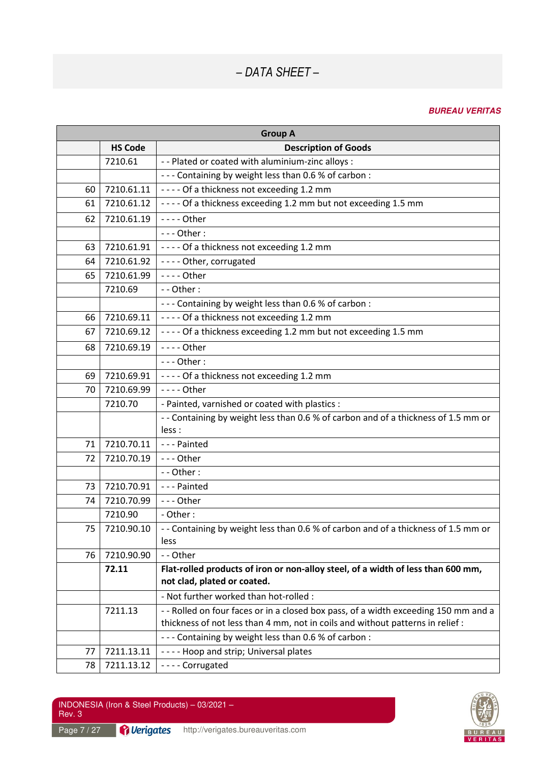– *DATA SHEET* –

***BUREAU VERITAS***

| Group A | | |
|---|---|---|
| | **HS Code** | **Description of Goods** |
| | 7210.61 | - - Plated or coated with aluminium-zinc alloys : |
| | | - - - Containing by weight less than 0.6 % of carbon : |
| 60 | 7210.61.11 | - - - - Of a thickness not exceeding 1.2 mm |
| 61 | 7210.61.12 | - - - - Of a thickness exceeding 1.2 mm but not exceeding 1.5 mm |
| 62 | 7210.61.19 | - - - - Other |
| | | - - - Other : |
| 63 | 7210.61.91 | - - - - Of a thickness not exceeding 1.2 mm |
| 64 | 7210.61.92 | - - - - Other, corrugated |
| 65 | 7210.61.99 | - - - - Other |
| | 7210.69 | - - Other : |
| | | - - - Containing by weight less than 0.6 % of carbon : |
| 66 | 7210.69.11 | - - - - Of a thickness not exceeding 1.2 mm |
| 67 | 7210.69.12 | - - - - Of a thickness exceeding 1.2 mm but not exceeding 1.5 mm |
| 68 | 7210.69.19 | - - - - Other |
| | | - - - Other : |
| 69 | 7210.69.91 | - - - - Of a thickness not exceeding 1.2 mm |
| 70 | 7210.69.99 | - - - - Other |
| | 7210.70 | - Painted, varnished or coated with plastics : |
| | | - - Containing by weight less than 0.6 % of carbon and of a thickness of 1.5 mm or less : |
| 71 | 7210.70.11 | - - - Painted |
| 72 | 7210.70.19 | - - - Other |
| | | - - Other : |
| 73 | 7210.70.91 | - - - Painted |
| 74 | 7210.70.99 | - - - Other |
| | 7210.90 | - Other : |
| 75 | 7210.90.10 | - - Containing by weight less than 0.6 % of carbon and of a thickness of 1.5 mm or less |
| 76 | 7210.90.90 | - - Other |
| | **72.11** | **Flat-rolled products of iron or non-alloy steel, of a width of less than 600 mm, not clad, plated or coated.** |
| | | - Not further worked than hot-rolled : |
| | 7211.13 | - - Rolled on four faces or in a closed box pass, of a width exceeding 150 mm and a thickness of not less than 4 mm, not in coils and without patterns in relief : |
| | | - - - Containing by weight less than 0.6 % of carbon : |
| 77 | 7211.13.11 | - - - - Hoop and strip; Universal plates |
| 78 | 7211.13.12 | - - - - Corrugated |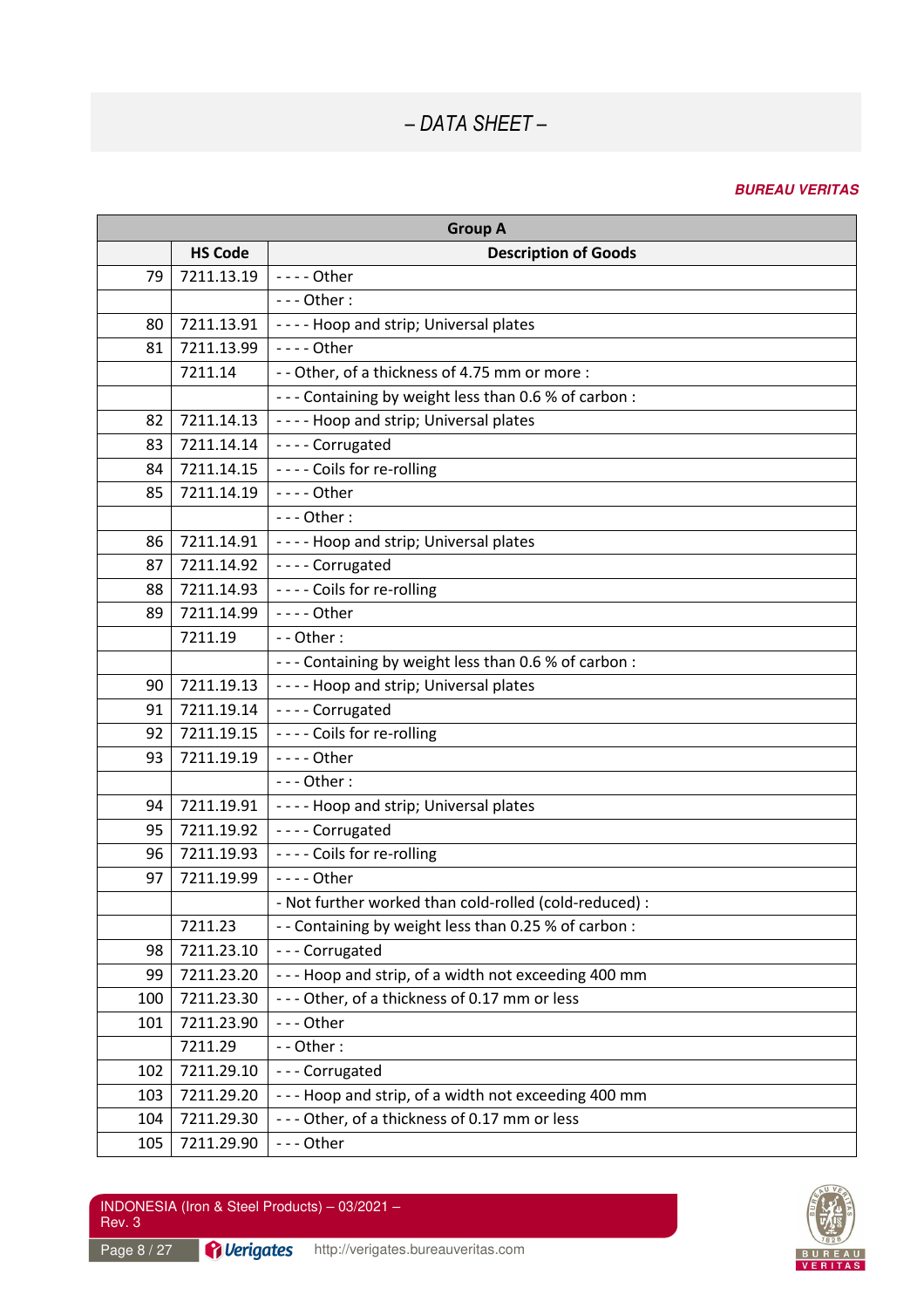# – DATA SHEET –

***BUREAU VERITAS***

| Group A | | |
|---|---|---|
| | **HS Code** | **Description of Goods** |
| 79 | 7211.13.19 | - - - - Other |
| | | - - - Other : |
| 80 | 7211.13.91 | - - - - Hoop and strip; Universal plates |
| 81 | 7211.13.99 | - - - - Other |
| | 7211.14 | - - Other, of a thickness of 4.75 mm or more : |
| | | - - - Containing by weight less than 0.6 % of carbon : |
| 82 | 7211.14.13 | - - - - Hoop and strip; Universal plates |
| 83 | 7211.14.14 | - - - - Corrugated |
| 84 | 7211.14.15 | - - - - Coils for re-rolling |
| 85 | 7211.14.19 | - - - - Other |
| | | - - - Other : |
| 86 | 7211.14.91 | - - - - Hoop and strip; Universal plates |
| 87 | 7211.14.92 | - - - - Corrugated |
| 88 | 7211.14.93 | - - - - Coils for re-rolling |
| 89 | 7211.14.99 | - - - - Other |
| | 7211.19 | - - Other : |
| | | - - - Containing by weight less than 0.6 % of carbon : |
| 90 | 7211.19.13 | - - - - Hoop and strip; Universal plates |
| 91 | 7211.19.14 | - - - - Corrugated |
| 92 | 7211.19.15 | - - - - Coils for re-rolling |
| 93 | 7211.19.19 | - - - - Other |
| | | - - - Other : |
| 94 | 7211.19.91 | - - - - Hoop and strip; Universal plates |
| 95 | 7211.19.92 | - - - - Corrugated |
| 96 | 7211.19.93 | - - - - Coils for re-rolling |
| 97 | 7211.19.99 | - - - - Other |
| | | - Not further worked than cold-rolled (cold-reduced) : |
| | 7211.23 | - - Containing by weight less than 0.25 % of carbon : |
| 98 | 7211.23.10 | - - - Corrugated |
| 99 | 7211.23.20 | - - - Hoop and strip, of a width not exceeding 400 mm |
| 100 | 7211.23.30 | - - - Other, of a thickness of 0.17 mm or less |
| 101 | 7211.23.90 | - - - Other |
| | 7211.29 | - - Other : |
| 102 | 7211.29.10 | - - - Corrugated |
| 103 | 7211.29.20 | - - - Hoop and strip, of a width not exceeding 400 mm |
| 104 | 7211.29.30 | - - - Other, of a thickness of 0.17 mm or less |
| 105 | 7211.29.90 | - - - Other |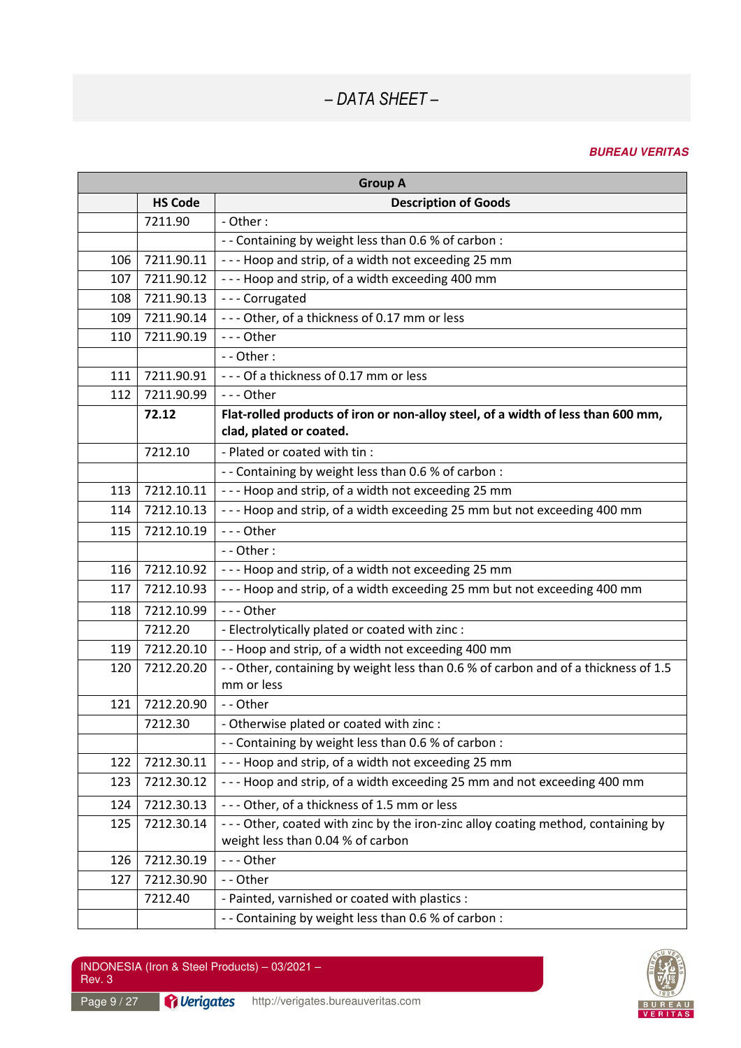– DATA SHEET –

**BUREAU VERITAS**

| Group A | | |
|---|---|---|
| | **HS Code** | **Description of Goods** |
| | 7211.90 | - Other : |
| | | - - Containing by weight less than 0.6 % of carbon : |
| 106 | 7211.90.11 | - - - Hoop and strip, of a width not exceeding 25 mm |
| 107 | 7211.90.12 | - - - Hoop and strip, of a width exceeding 400 mm |
| 108 | 7211.90.13 | - - - Corrugated |
| 109 | 7211.90.14 | - - - Other, of a thickness of 0.17 mm or less |
| 110 | 7211.90.19 | - - - Other |
| | | - - Other : |
| 111 | 7211.90.91 | - - - Of a thickness of 0.17 mm or less |
| 112 | 7211.90.99 | - - - Other |
| | **72.12** | **Flat-rolled products of iron or non-alloy steel, of a width of less than 600 mm, clad, plated or coated.** |
| | 7212.10 | - Plated or coated with tin : |
| | | - - Containing by weight less than 0.6 % of carbon : |
| 113 | 7212.10.11 | - - - Hoop and strip, of a width not exceeding 25 mm |
| 114 | 7212.10.13 | - - - Hoop and strip, of a width exceeding 25 mm but not exceeding 400 mm |
| 115 | 7212.10.19 | - - - Other |
| | | - - Other : |
| 116 | 7212.10.92 | - - - Hoop and strip, of a width not exceeding 25 mm |
| 117 | 7212.10.93 | - - - Hoop and strip, of a width exceeding 25 mm but not exceeding 400 mm |
| 118 | 7212.10.99 | - - - Other |
| | 7212.20 | - Electrolytically plated or coated with zinc : |
| 119 | 7212.20.10 | - - Hoop and strip, of a width not exceeding 400 mm |
| 120 | 7212.20.20 | - - Other, containing by weight less than 0.6 % of carbon and of a thickness of 1.5 mm or less |
| 121 | 7212.20.90 | - - Other |
| | 7212.30 | - Otherwise plated or coated with zinc : |
| | | - - Containing by weight less than 0.6 % of carbon : |
| 122 | 7212.30.11 | - - - Hoop and strip, of a width not exceeding 25 mm |
| 123 | 7212.30.12 | - - - Hoop and strip, of a width exceeding 25 mm and not exceeding 400 mm |
| 124 | 7212.30.13 | - - - Other, of a thickness of 1.5 mm or less |
| 125 | 7212.30.14 | - - - Other, coated with zinc by the iron-zinc alloy coating method, containing by weight less than 0.04 % of carbon |
| 126 | 7212.30.19 | - - - Other |
| 127 | 7212.30.90 | - - Other |
| | 7212.40 | - Painted, varnished or coated with plastics : |
| | | - - Containing by weight less than 0.6 % of carbon : |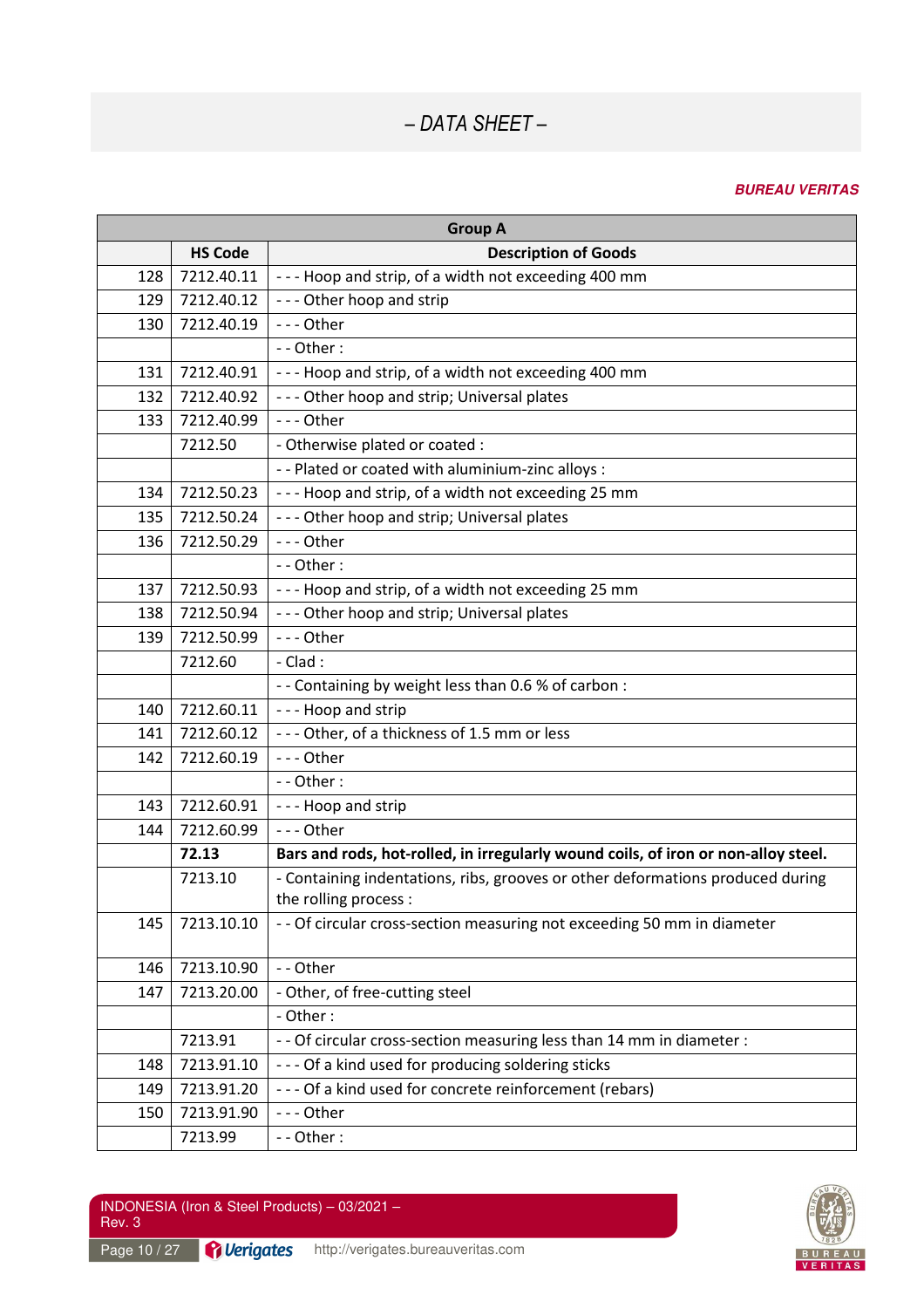| Group A | | |
|---|---|---|
| | **HS Code** | **Description of Goods** |
| 128 | 7212.40.11 | - - - Hoop and strip, of a width not exceeding 400 mm |
| 129 | 7212.40.12 | - - - Other hoop and strip |
| 130 | 7212.40.19 | - - - Other |
| | | - - Other : |
| 131 | 7212.40.91 | - - - Hoop and strip, of a width not exceeding 400 mm |
| 132 | 7212.40.92 | - - - Other hoop and strip; Universal plates |
| 133 | 7212.40.99 | - - - Other |
| | 7212.50 | - Otherwise plated or coated : |
| | | - - Plated or coated with aluminium-zinc alloys : |
| 134 | 7212.50.23 | - - - Hoop and strip, of a width not exceeding 25 mm |
| 135 | 7212.50.24 | - - - Other hoop and strip; Universal plates |
| 136 | 7212.50.29 | - - - Other |
| | | - - Other : |
| 137 | 7212.50.93 | - - - Hoop and strip, of a width not exceeding 25 mm |
| 138 | 7212.50.94 | - - - Other hoop and strip; Universal plates |
| 139 | 7212.50.99 | - - - Other |
| | 7212.60 | - Clad : |
| | | - - Containing by weight less than 0.6 % of carbon : |
| 140 | 7212.60.11 | - - - Hoop and strip |
| 141 | 7212.60.12 | - - - Other, of a thickness of 1.5 mm or less |
| 142 | 7212.60.19 | - - - Other |
| | | - - Other : |
| 143 | 7212.60.91 | - - - Hoop and strip |
| 144 | 7212.60.99 | - - - Other |
| | **72.13** | **Bars and rods, hot-rolled, in irregularly wound coils, of iron or non-alloy steel.** |
| | 7213.10 | - Containing indentations, ribs, grooves or other deformations produced during the rolling process : |
| 145 | 7213.10.10 | - - Of circular cross-section measuring not exceeding 50 mm in diameter |
| 146 | 7213.10.90 | - - Other |
| 147 | 7213.20.00 | - Other, of free-cutting steel |
| | | - Other : |
| | 7213.91 | - - Of circular cross-section measuring less than 14 mm in diameter : |
| 148 | 7213.91.10 | - - - Of a kind used for producing soldering sticks |
| 149 | 7213.91.20 | - - - Of a kind used for concrete reinforcement (rebars) |
| 150 | 7213.91.90 | - - - Other |
| | 7213.99 | - - Other : |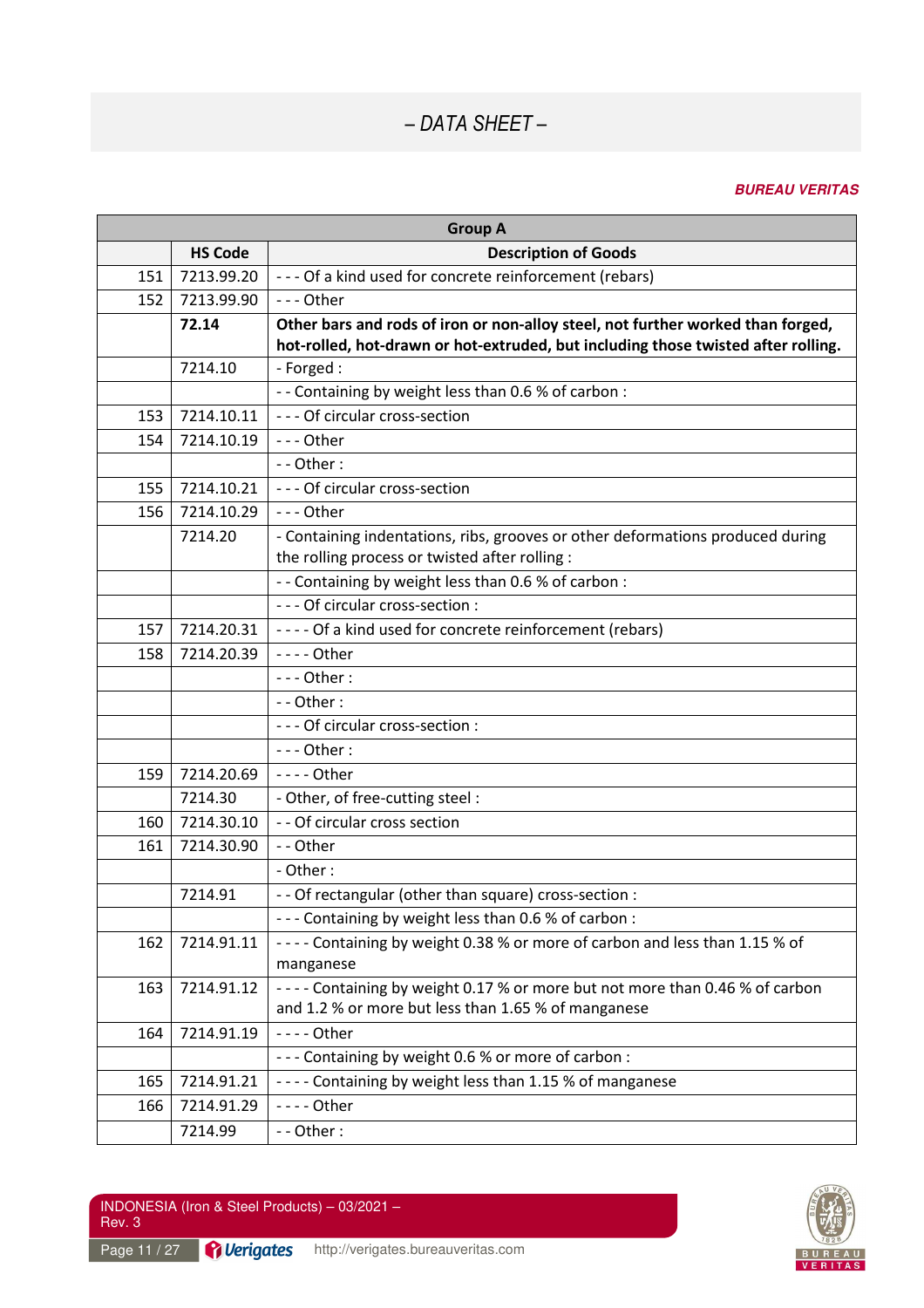# – DATA SHEET –

***BUREAU VERITAS***

| Group A | | |
|---|---|---|
| | **HS Code** | **Description of Goods** |
| 151 | 7213.99.20 | - - - Of a kind used for concrete reinforcement (rebars) |
| 152 | 7213.99.90 | - - - Other |
| | **72.14** | **Other bars and rods of iron or non-alloy steel, not further worked than forged, hot-rolled, hot-drawn or hot-extruded, but including those twisted after rolling.** |
| | 7214.10 | - Forged : |
| | | - - Containing by weight less than 0.6 % of carbon : |
| 153 | 7214.10.11 | - - - Of circular cross-section |
| 154 | 7214.10.19 | - - - Other |
| | | - - Other : |
| 155 | 7214.10.21 | - - - Of circular cross-section |
| 156 | 7214.10.29 | - - - Other |
| | 7214.20 | - Containing indentations, ribs, grooves or other deformations produced during the rolling process or twisted after rolling : |
| | | - - Containing by weight less than 0.6 % of carbon : |
| | | - - - Of circular cross-section : |
| 157 | 7214.20.31 | - - - - Of a kind used for concrete reinforcement (rebars) |
| 158 | 7214.20.39 | - - - - Other |
| | | - - - Other : |
| | | - - Other : |
| | | - - - Of circular cross-section : |
| | | - - - Other : |
| 159 | 7214.20.69 | - - - - Other |
| | 7214.30 | - Other, of free-cutting steel : |
| 160 | 7214.30.10 | - - Of circular cross section |
| 161 | 7214.30.90 | - - Other |
| | | - Other : |
| | 7214.91 | - - Of rectangular (other than square) cross-section : |
| | | - - - Containing by weight less than 0.6 % of carbon : |
| 162 | 7214.91.11 | - - - - Containing by weight 0.38 % or more of carbon and less than 1.15 % of manganese |
| 163 | 7214.91.12 | - - - - Containing by weight 0.17 % or more but not more than 0.46 % of carbon and 1.2 % or more but less than 1.65 % of manganese |
| 164 | 7214.91.19 | - - - - Other |
| | | - - - Containing by weight 0.6 % or more of carbon : |
| 165 | 7214.91.21 | - - - - Containing by weight less than 1.15 % of manganese |
| 166 | 7214.91.29 | - - - - Other |
| | 7214.99 | - - Other : |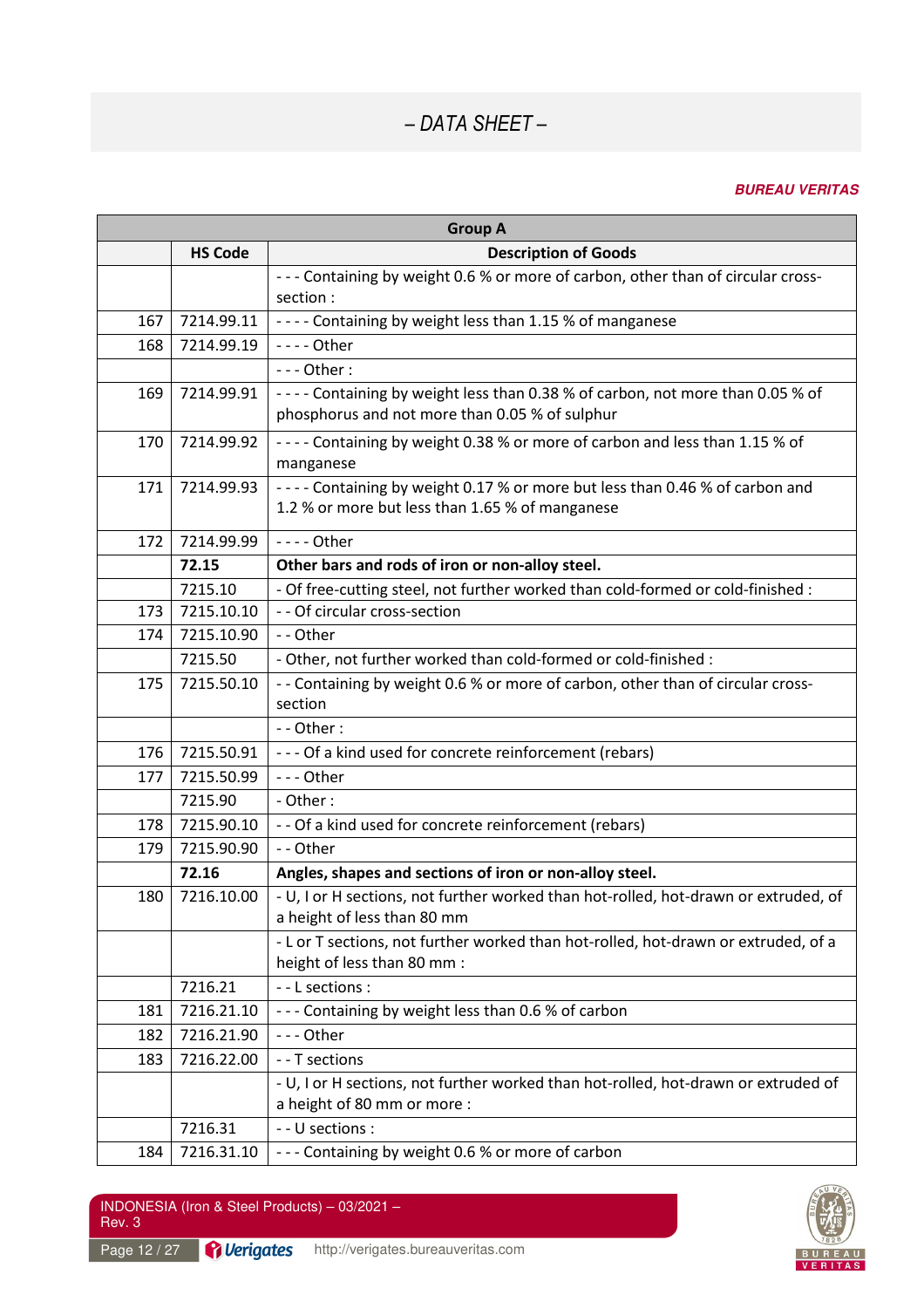– DATA SHEET –

***BUREAU VERITAS***

| Group A | | |
|---|---|---|
| | **HS Code** | **Description of Goods** |
| | | - - - Containing by weight 0.6 % or more of carbon, other than of circular cross-section : |
| 167 | 7214.99.11 | - - - - Containing by weight less than 1.15 % of manganese |
| 168 | 7214.99.19 | - - - - Other |
| | | - - - Other : |
| 169 | 7214.99.91 | - - - - Containing by weight less than 0.38 % of carbon, not more than 0.05 % of phosphorus and not more than 0.05 % of sulphur |
| 170 | 7214.99.92 | - - - - Containing by weight 0.38 % or more of carbon and less than 1.15 % of manganese |
| 171 | 7214.99.93 | - - - - Containing by weight 0.17 % or more but less than 0.46 % of carbon and 1.2 % or more but less than 1.65 % of manganese |
| 172 | 7214.99.99 | - - - - Other |
| | **72.15** | **Other bars and rods of iron or non-alloy steel.** |
| | 7215.10 | - Of free-cutting steel, not further worked than cold-formed or cold-finished : |
| 173 | 7215.10.10 | - - Of circular cross-section |
| 174 | 7215.10.90 | - - Other |
| | 7215.50 | - Other, not further worked than cold-formed or cold-finished : |
| 175 | 7215.50.10 | - - Containing by weight 0.6 % or more of carbon, other than of circular cross-section |
| | | - - Other : |
| 176 | 7215.50.91 | - - - Of a kind used for concrete reinforcement (rebars) |
| 177 | 7215.50.99 | - - - Other |
| | 7215.90 | - Other : |
| 178 | 7215.90.10 | - - Of a kind used for concrete reinforcement (rebars) |
| 179 | 7215.90.90 | - - Other |
| | **72.16** | **Angles, shapes and sections of iron or non-alloy steel.** |
| 180 | 7216.10.00 | - U, I or H sections, not further worked than hot-rolled, hot-drawn or extruded, of a height of less than 80 mm |
| | | - L or T sections, not further worked than hot-rolled, hot-drawn or extruded, of a height of less than 80 mm : |
| | 7216.21 | - - L sections : |
| 181 | 7216.21.10 | - - - Containing by weight less than 0.6 % of carbon |
| 182 | 7216.21.90 | - - - Other |
| 183 | 7216.22.00 | - - T sections |
| | | - U, I or H sections, not further worked than hot-rolled, hot-drawn or extruded of a height of 80 mm or more : |
| | 7216.31 | - - U sections : |
| 184 | 7216.31.10 | - - - Containing by weight 0.6 % or more of carbon |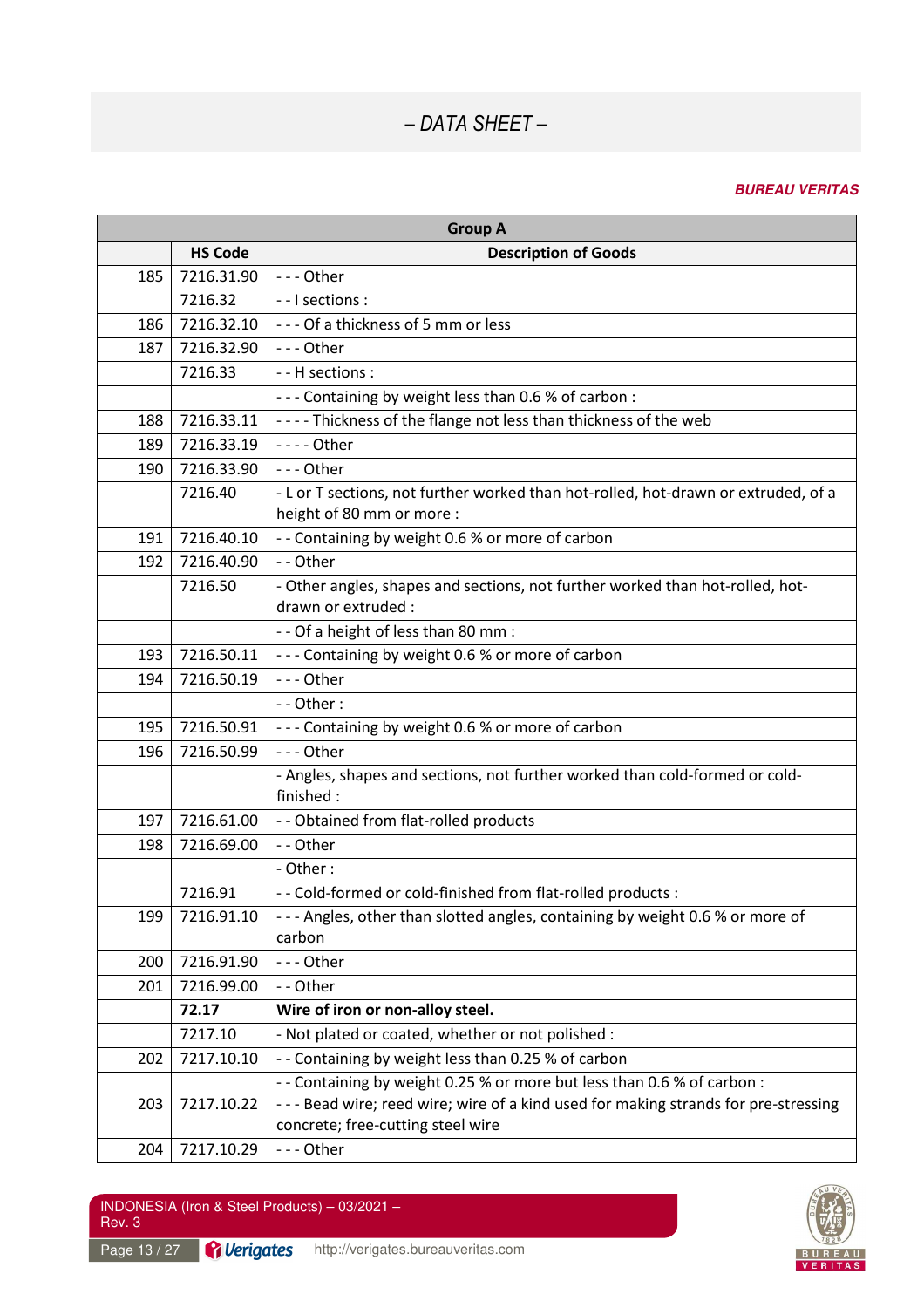– DATA SHEET –

**BUREAU VERITAS**

| Group A | | |
|---|---|---|
| | **HS Code** | **Description of Goods** |
| 185 | 7216.31.90 | - - - Other |
| | 7216.32 | - - I sections : |
| 186 | 7216.32.10 | - - - Of a thickness of 5 mm or less |
| 187 | 7216.32.90 | - - - Other |
| | 7216.33 | - - H sections : |
| | | - - - Containing by weight less than 0.6 % of carbon : |
| 188 | 7216.33.11 | - - - - Thickness of the flange not less than thickness of the web |
| 189 | 7216.33.19 | - - - - Other |
| 190 | 7216.33.90 | - - - Other |
| | 7216.40 | - L or T sections, not further worked than hot-rolled, hot-drawn or extruded, of a height of 80 mm or more : |
| 191 | 7216.40.10 | - - Containing by weight 0.6 % or more of carbon |
| 192 | 7216.40.90 | - - Other |
| | 7216.50 | - Other angles, shapes and sections, not further worked than hot-rolled, hot-drawn or extruded : |
| | | - - Of a height of less than 80 mm : |
| 193 | 7216.50.11 | - - - Containing by weight 0.6 % or more of carbon |
| 194 | 7216.50.19 | - - - Other |
| | | - - Other : |
| 195 | 7216.50.91 | - - - Containing by weight 0.6 % or more of carbon |
| 196 | 7216.50.99 | - - - Other |
| | | - Angles, shapes and sections, not further worked than cold-formed or cold-finished : |
| 197 | 7216.61.00 | - - Obtained from flat-rolled products |
| 198 | 7216.69.00 | - - Other |
| | | - Other : |
| | 7216.91 | - - Cold-formed or cold-finished from flat-rolled products : |
| 199 | 7216.91.10 | - - - Angles, other than slotted angles, containing by weight 0.6 % or more of carbon |
| 200 | 7216.91.90 | - - - Other |
| 201 | 7216.99.00 | - - Other |
| | **72.17** | **Wire of iron or non-alloy steel.** |
| | 7217.10 | - Not plated or coated, whether or not polished : |
| 202 | 7217.10.10 | - - Containing by weight less than 0.25 % of carbon |
| | | - - Containing by weight 0.25 % or more but less than 0.6 % of carbon : |
| 203 | 7217.10.22 | - - - Bead wire; reed wire; wire of a kind used for making strands for pre-stressing concrete; free-cutting steel wire |
| 204 | 7217.10.29 | - - - Other |

INDONESIA (Iron & Steel Products) – 03/2021 – Rev. 3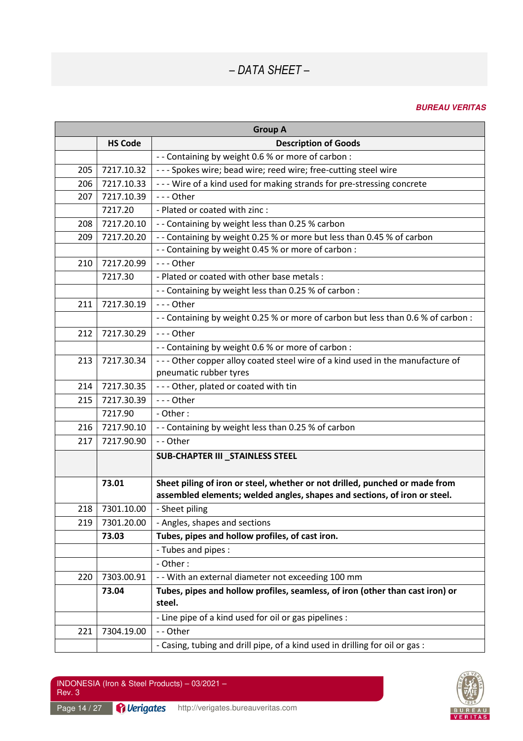# – DATA SHEET –

***BUREAU VERITAS***

| Group A | | |
|---|---|---|
| | **HS Code** | **Description of Goods** |
| | | - - Containing by weight 0.6 % or more of carbon : |
| 205 | 7217.10.32 | - - - Spokes wire; bead wire; reed wire; free-cutting steel wire |
| 206 | 7217.10.33 | - - - Wire of a kind used for making strands for pre-stressing concrete |
| 207 | 7217.10.39 | - - - Other |
| | 7217.20 | - Plated or coated with zinc : |
| 208 | 7217.20.10 | - - Containing by weight less than 0.25 % carbon |
| 209 | 7217.20.20 | - - Containing by weight 0.25 % or more but less than 0.45 % of carbon |
| | | - - Containing by weight 0.45 % or more of carbon : |
| 210 | 7217.20.99 | - - - Other |
| | 7217.30 | - Plated or coated with other base metals : |
| | | - - Containing by weight less than 0.25 % of carbon : |
| 211 | 7217.30.19 | - - - Other |
| | | - - Containing by weight 0.25 % or more of carbon but less than 0.6 % of carbon : |
| 212 | 7217.30.29 | - - - Other |
| | | - - Containing by weight 0.6 % or more of carbon : |
| 213 | 7217.30.34 | - - - Other copper alloy coated steel wire of a kind used in the manufacture of pneumatic rubber tyres |
| 214 | 7217.30.35 | - - - Other, plated or coated with tin |
| 215 | 7217.30.39 | - - - Other |
| | 7217.90 | - Other : |
| 216 | 7217.90.10 | - - Containing by weight less than 0.25 % of carbon |
| 217 | 7217.90.90 | - - Other |
| | | **SUB-CHAPTER III _STAINLESS STEEL** |
| | **73.01** | **Sheet piling of iron or steel, whether or not drilled, punched or made from assembled elements; welded angles, shapes and sections, of iron or steel.** |
| 218 | 7301.10.00 | - Sheet piling |
| 219 | 7301.20.00 | - Angles, shapes and sections |
| | **73.03** | **Tubes, pipes and hollow profiles, of cast iron.** |
| | | - Tubes and pipes : |
| | | - Other : |
| 220 | 7303.00.91 | - - With an external diameter not exceeding 100 mm |
| | **73.04** | **Tubes, pipes and hollow profiles, seamless, of iron (other than cast iron) or steel.** |
| | | - Line pipe of a kind used for oil or gas pipelines : |
| 221 | 7304.19.00 | - - Other |
| | | - Casing, tubing and drill pipe, of a kind used in drilling for oil or gas : |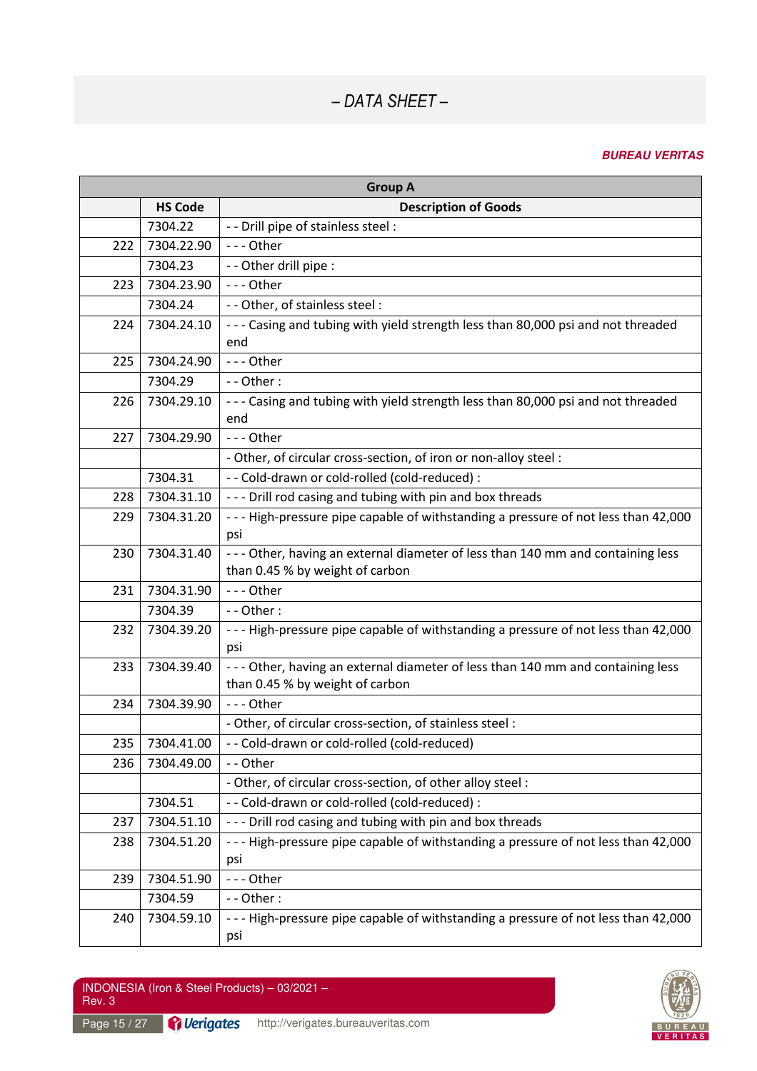– DATA SHEET –

**BUREAU VERITAS**

| Group A | | |
|---|---|---|
| | **HS Code** | **Description of Goods** |
| | 7304.22 | - - Drill pipe of stainless steel : |
| 222 | 7304.22.90 | - - - Other |
| | 7304.23 | - - Other drill pipe : |
| 223 | 7304.23.90 | - - - Other |
| | 7304.24 | - - Other, of stainless steel : |
| 224 | 7304.24.10 | - - - Casing and tubing with yield strength less than 80,000 psi and not threaded end |
| 225 | 7304.24.90 | - - - Other |
| | 7304.29 | - - Other : |
| 226 | 7304.29.10 | - - - Casing and tubing with yield strength less than 80,000 psi and not threaded end |
| 227 | 7304.29.90 | - - - Other |
| | | - Other, of circular cross-section, of iron or non-alloy steel : |
| | 7304.31 | - - Cold-drawn or cold-rolled (cold-reduced) : |
| 228 | 7304.31.10 | - - - Drill rod casing and tubing with pin and box threads |
| 229 | 7304.31.20 | - - - High-pressure pipe capable of withstanding a pressure of not less than 42,000 psi |
| 230 | 7304.31.40 | - - - Other, having an external diameter of less than 140 mm and containing less than 0.45 % by weight of carbon |
| 231 | 7304.31.90 | - - - Other |
| | 7304.39 | - - Other : |
| 232 | 7304.39.20 | - - - High-pressure pipe capable of withstanding a pressure of not less than 42,000 psi |
| 233 | 7304.39.40 | - - - Other, having an external diameter of less than 140 mm and containing less than 0.45 % by weight of carbon |
| 234 | 7304.39.90 | - - - Other |
| | | - Other, of circular cross-section, of stainless steel : |
| 235 | 7304.41.00 | - - Cold-drawn or cold-rolled (cold-reduced) |
| 236 | 7304.49.00 | - - Other |
| | | - Other, of circular cross-section, of other alloy steel : |
| | 7304.51 | - - Cold-drawn or cold-rolled (cold-reduced) : |
| 237 | 7304.51.10 | - - - Drill rod casing and tubing with pin and box threads |
| 238 | 7304.51.20 | - - - High-pressure pipe capable of withstanding a pressure of not less than 42,000 psi |
| 239 | 7304.51.90 | - - - Other |
| | 7304.59 | - - Other : |
| 240 | 7304.59.10 | - - - High-pressure pipe capable of withstanding a pressure of not less than 42,000 psi |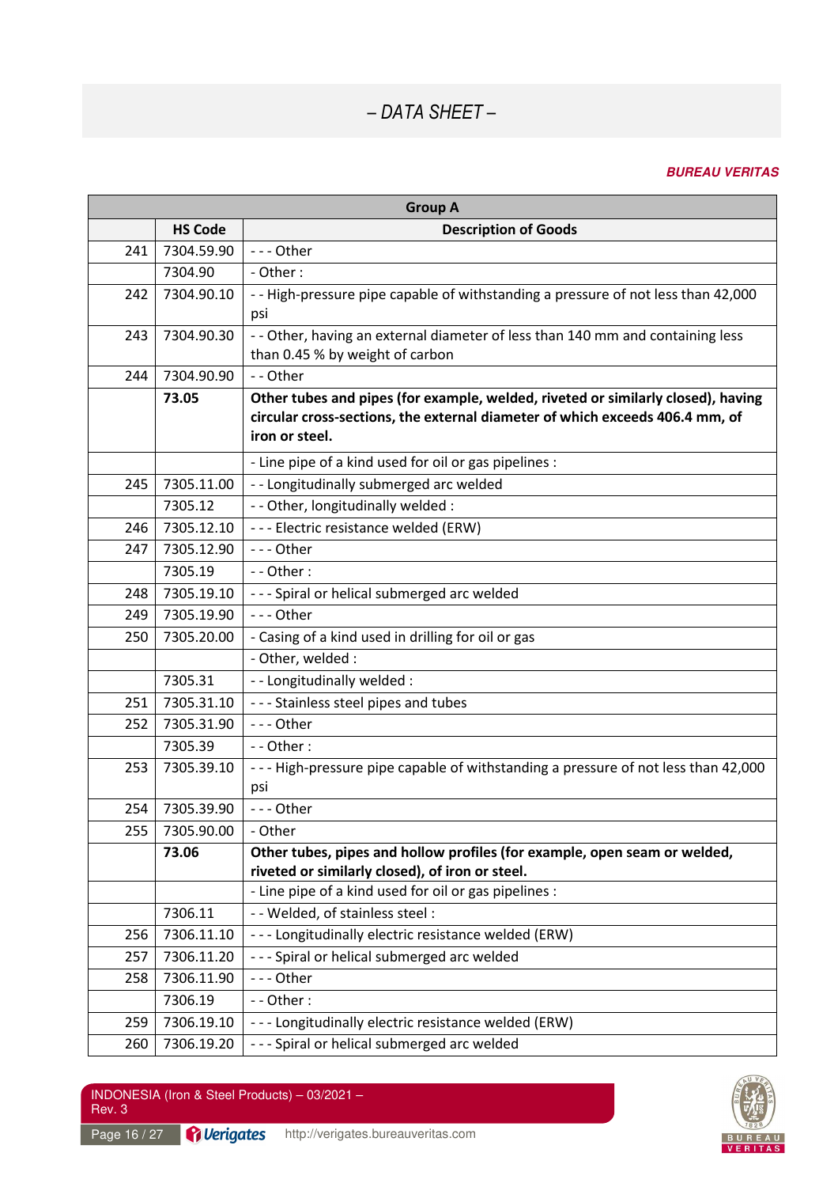– DATA SHEET –

**BUREAU VERITAS**

| Group A | | |
|---|---|---|
| | **HS Code** | **Description of Goods** |
| 241 | 7304.59.90 | - - - Other |
| | 7304.90 | - Other : |
| 242 | 7304.90.10 | - - High-pressure pipe capable of withstanding a pressure of not less than 42,000 psi |
| 243 | 7304.90.30 | - - Other, having an external diameter of less than 140 mm and containing less than 0.45 % by weight of carbon |
| 244 | 7304.90.90 | - - Other |
| | **73.05** | **Other tubes and pipes (for example, welded, riveted or similarly closed), having circular cross-sections, the external diameter of which exceeds 406.4 mm, of iron or steel.** |
| | | - Line pipe of a kind used for oil or gas pipelines : |
| 245 | 7305.11.00 | - - Longitudinally submerged arc welded |
| | 7305.12 | - - Other, longitudinally welded : |
| 246 | 7305.12.10 | - - - Electric resistance welded (ERW) |
| 247 | 7305.12.90 | - - - Other |
| | 7305.19 | - - Other : |
| 248 | 7305.19.10 | - - - Spiral or helical submerged arc welded |
| 249 | 7305.19.90 | - - - Other |
| 250 | 7305.20.00 | - Casing of a kind used in drilling for oil or gas |
| | | - Other, welded : |
| | 7305.31 | - - Longitudinally welded : |
| 251 | 7305.31.10 | - - - Stainless steel pipes and tubes |
| 252 | 7305.31.90 | - - - Other |
| | 7305.39 | - - Other : |
| 253 | 7305.39.10 | - - - High-pressure pipe capable of withstanding a pressure of not less than 42,000 psi |
| 254 | 7305.39.90 | - - - Other |
| 255 | 7305.90.00 | - Other |
| | **73.06** | **Other tubes, pipes and hollow profiles (for example, open seam or welded, riveted or similarly closed), of iron or steel.** |
| | | - Line pipe of a kind used for oil or gas pipelines : |
| | 7306.11 | - - Welded, of stainless steel : |
| 256 | 7306.11.10 | - - - Longitudinally electric resistance welded (ERW) |
| 257 | 7306.11.20 | - - - Spiral or helical submerged arc welded |
| 258 | 7306.11.90 | - - - Other |
| | 7306.19 | - - Other : |
| 259 | 7306.19.10 | - - - Longitudinally electric resistance welded (ERW) |
| 260 | 7306.19.20 | - - - Spiral or helical submerged arc welded |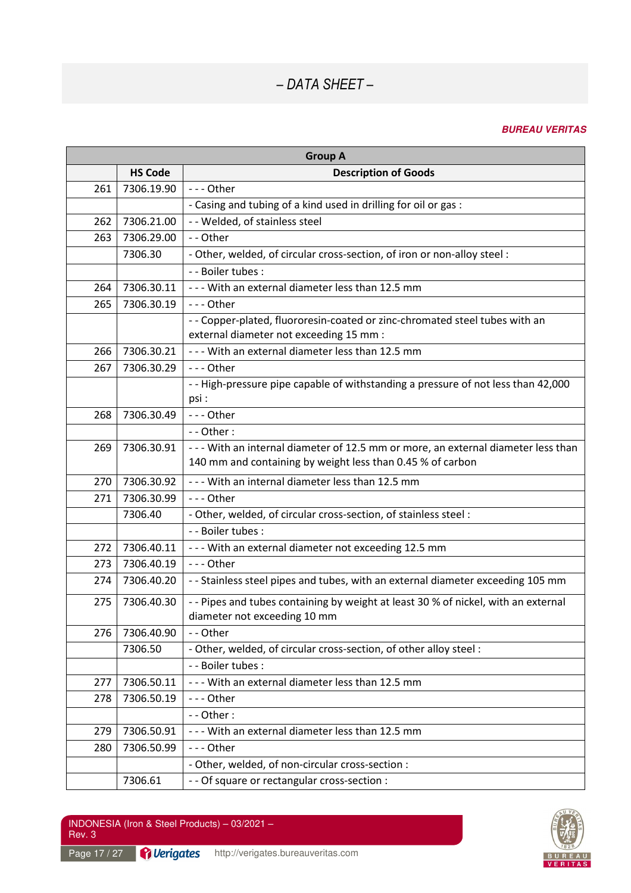– DATA SHEET –

**BUREAU VERITAS**

| Group A | | |
|---|---|---|
| | **HS Code** | **Description of Goods** |
| 261 | 7306.19.90 | - - - Other |
| | | - Casing and tubing of a kind used in drilling for oil or gas : |
| 262 | 7306.21.00 | - - Welded, of stainless steel |
| 263 | 7306.29.00 | - - Other |
| | 7306.30 | - Other, welded, of circular cross-section, of iron or non-alloy steel : |
| | | - - Boiler tubes : |
| 264 | 7306.30.11 | - - - With an external diameter less than 12.5 mm |
| 265 | 7306.30.19 | - - - Other |
| | | - - Copper-plated, fluororesin-coated or zinc-chromated steel tubes with an external diameter not exceeding 15 mm : |
| 266 | 7306.30.21 | - - - With an external diameter less than 12.5 mm |
| 267 | 7306.30.29 | - - - Other |
| | | - - High-pressure pipe capable of withstanding a pressure of not less than 42,000 psi : |
| 268 | 7306.30.49 | - - - Other |
| | | - - Other : |
| 269 | 7306.30.91 | - - - With an internal diameter of 12.5 mm or more, an external diameter less than 140 mm and containing by weight less than 0.45 % of carbon |
| 270 | 7306.30.92 | - - - With an internal diameter less than 12.5 mm |
| 271 | 7306.30.99 | - - - Other |
| | 7306.40 | - Other, welded, of circular cross-section, of stainless steel : |
| | | - - Boiler tubes : |
| 272 | 7306.40.11 | - - - With an external diameter not exceeding 12.5 mm |
| 273 | 7306.40.19 | - - - Other |
| 274 | 7306.40.20 | - - Stainless steel pipes and tubes, with an external diameter exceeding 105 mm |
| 275 | 7306.40.30 | - - Pipes and tubes containing by weight at least 30 % of nickel, with an external diameter not exceeding 10 mm |
| 276 | 7306.40.90 | - - Other |
| | 7306.50 | - Other, welded, of circular cross-section, of other alloy steel : |
| | | - - Boiler tubes : |
| 277 | 7306.50.11 | - - - With an external diameter less than 12.5 mm |
| 278 | 7306.50.19 | - - - Other |
| | | - - Other : |
| 279 | 7306.50.91 | - - - With an external diameter less than 12.5 mm |
| 280 | 7306.50.99 | - - - Other |
| | | - Other, welded, of non-circular cross-section : |
| | 7306.61 | - - Of square or rectangular cross-section : |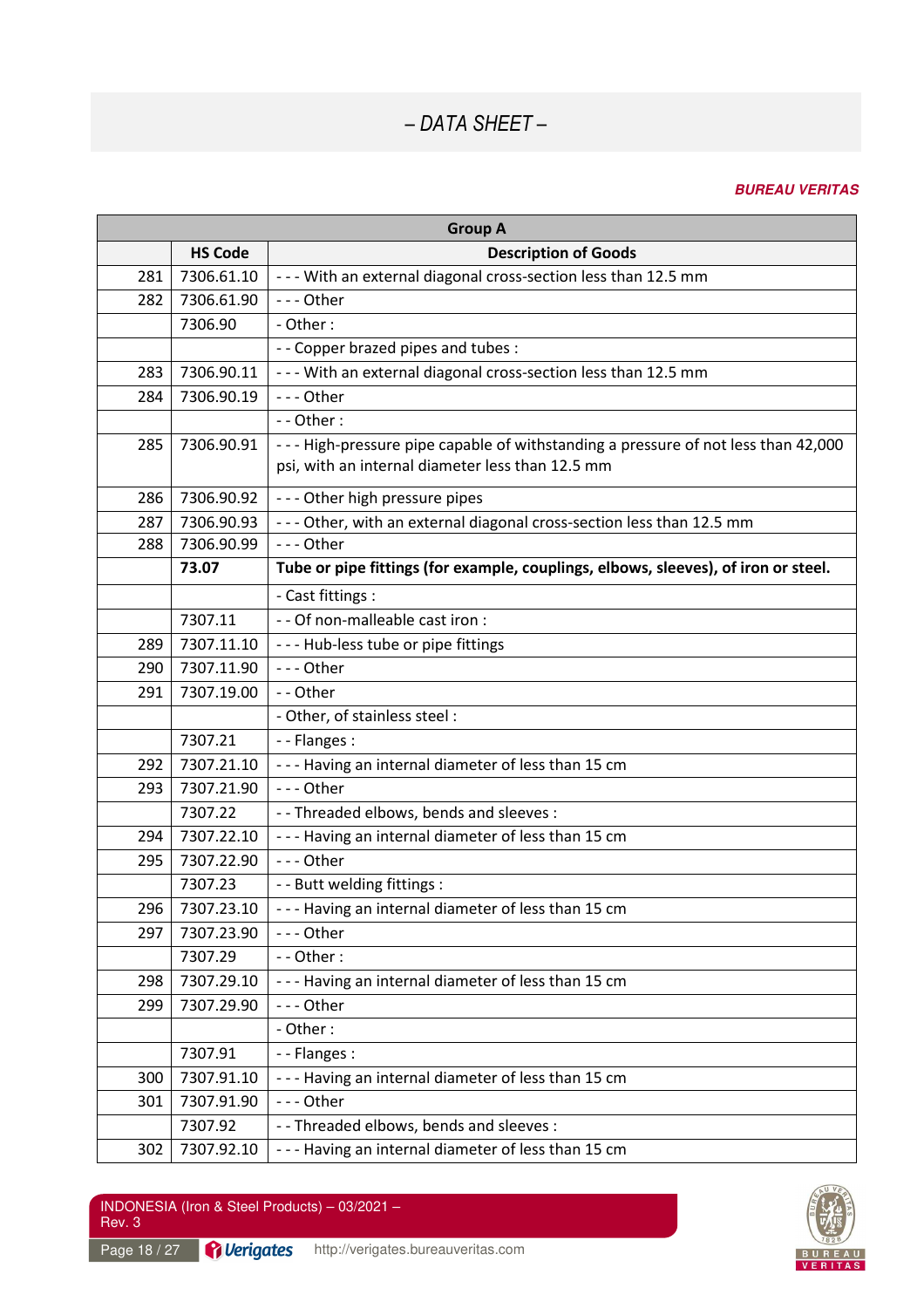# – DATA SHEET –

***BUREAU VERITAS***

| Group A | | |
|---|---|---|
| | **HS Code** | **Description of Goods** |
| 281 | 7306.61.10 | - - - With an external diagonal cross-section less than 12.5 mm |
| 282 | 7306.61.90 | - - - Other |
| | 7306.90 | - Other : |
| | | - - Copper brazed pipes and tubes : |
| 283 | 7306.90.11 | - - - With an external diagonal cross-section less than 12.5 mm |
| 284 | 7306.90.19 | - - - Other |
| | | - - Other : |
| 285 | 7306.90.91 | - - - High-pressure pipe capable of withstanding a pressure of not less than 42,000 psi, with an internal diameter less than 12.5 mm |
| 286 | 7306.90.92 | - - - Other high pressure pipes |
| 287 | 7306.90.93 | - - - Other, with an external diagonal cross-section less than 12.5 mm |
| 288 | 7306.90.99 | - - - Other |
| | **73.07** | **Tube or pipe fittings (for example, couplings, elbows, sleeves), of iron or steel.** |
| | | - Cast fittings : |
| | 7307.11 | - - Of non-malleable cast iron : |
| 289 | 7307.11.10 | - - - Hub-less tube or pipe fittings |
| 290 | 7307.11.90 | - - - Other |
| 291 | 7307.19.00 | - - Other |
| | | - Other, of stainless steel : |
| | 7307.21 | - - Flanges : |
| 292 | 7307.21.10 | - - - Having an internal diameter of less than 15 cm |
| 293 | 7307.21.90 | - - - Other |
| | 7307.22 | - - Threaded elbows, bends and sleeves : |
| 294 | 7307.22.10 | - - - Having an internal diameter of less than 15 cm |
| 295 | 7307.22.90 | - - - Other |
| | 7307.23 | - - Butt welding fittings : |
| 296 | 7307.23.10 | - - - Having an internal diameter of less than 15 cm |
| 297 | 7307.23.90 | - - - Other |
| | 7307.29 | - - Other : |
| 298 | 7307.29.10 | - - - Having an internal diameter of less than 15 cm |
| 299 | 7307.29.90 | - - - Other |
| | | - Other : |
| | 7307.91 | - - Flanges : |
| 300 | 7307.91.10 | - - - Having an internal diameter of less than 15 cm |
| 301 | 7307.91.90 | - - - Other |
| | 7307.92 | - - Threaded elbows, bends and sleeves : |
| 302 | 7307.92.10 | - - - Having an internal diameter of less than 15 cm |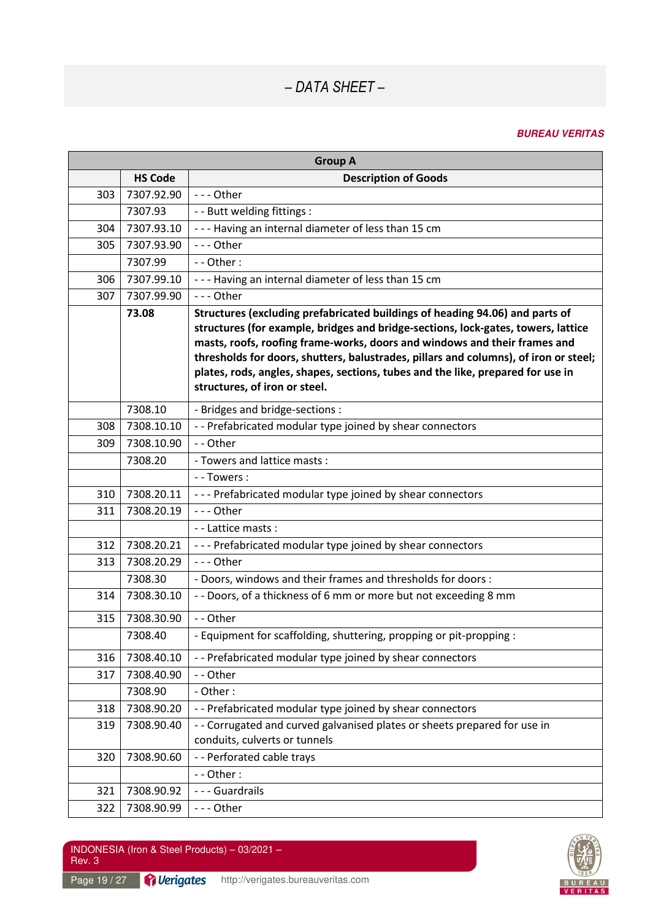– DATA SHEET –

**BUREAU VERITAS**

| Group A | | |
|---|---|---|
| | **HS Code** | **Description of Goods** |
| 303 | 7307.92.90 | - - - Other |
| | 7307.93 | - - Butt welding fittings : |
| 304 | 7307.93.10 | - - - Having an internal diameter of less than 15 cm |
| 305 | 7307.93.90 | - - - Other |
| | 7307.99 | - - Other : |
| 306 | 7307.99.10 | - - - Having an internal diameter of less than 15 cm |
| 307 | 7307.99.90 | - - - Other |
| | **73.08** | **Structures (excluding prefabricated buildings of heading 94.06) and parts of structures (for example, bridges and bridge-sections, lock-gates, towers, lattice masts, roofs, roofing frame-works, doors and windows and their frames and thresholds for doors, shutters, balustrades, pillars and columns), of iron or steel; plates, rods, angles, shapes, sections, tubes and the like, prepared for use in structures, of iron or steel.** |
| | 7308.10 | - Bridges and bridge-sections : |
| 308 | 7308.10.10 | - - Prefabricated modular type joined by shear connectors |
| 309 | 7308.10.90 | - - Other |
| | 7308.20 | - Towers and lattice masts : |
| | | - - Towers : |
| 310 | 7308.20.11 | - - - Prefabricated modular type joined by shear connectors |
| 311 | 7308.20.19 | - - - Other |
| | | - - Lattice masts : |
| 312 | 7308.20.21 | - - - Prefabricated modular type joined by shear connectors |
| 313 | 7308.20.29 | - - - Other |
| | 7308.30 | - Doors, windows and their frames and thresholds for doors : |
| 314 | 7308.30.10 | - - Doors, of a thickness of 6 mm or more but not exceeding 8 mm |
| 315 | 7308.30.90 | - - Other |
| | 7308.40 | - Equipment for scaffolding, shuttering, propping or pit-propping : |
| 316 | 7308.40.10 | - - Prefabricated modular type joined by shear connectors |
| 317 | 7308.40.90 | - - Other |
| | 7308.90 | - Other : |
| 318 | 7308.90.20 | - - Prefabricated modular type joined by shear connectors |
| 319 | 7308.90.40 | - - Corrugated and curved galvanised plates or sheets prepared for use in conduits, culverts or tunnels |
| 320 | 7308.90.60 | - - Perforated cable trays |
| | | - - Other : |
| 321 | 7308.90.92 | - - - Guardrails |
| 322 | 7308.90.99 | - - - Other |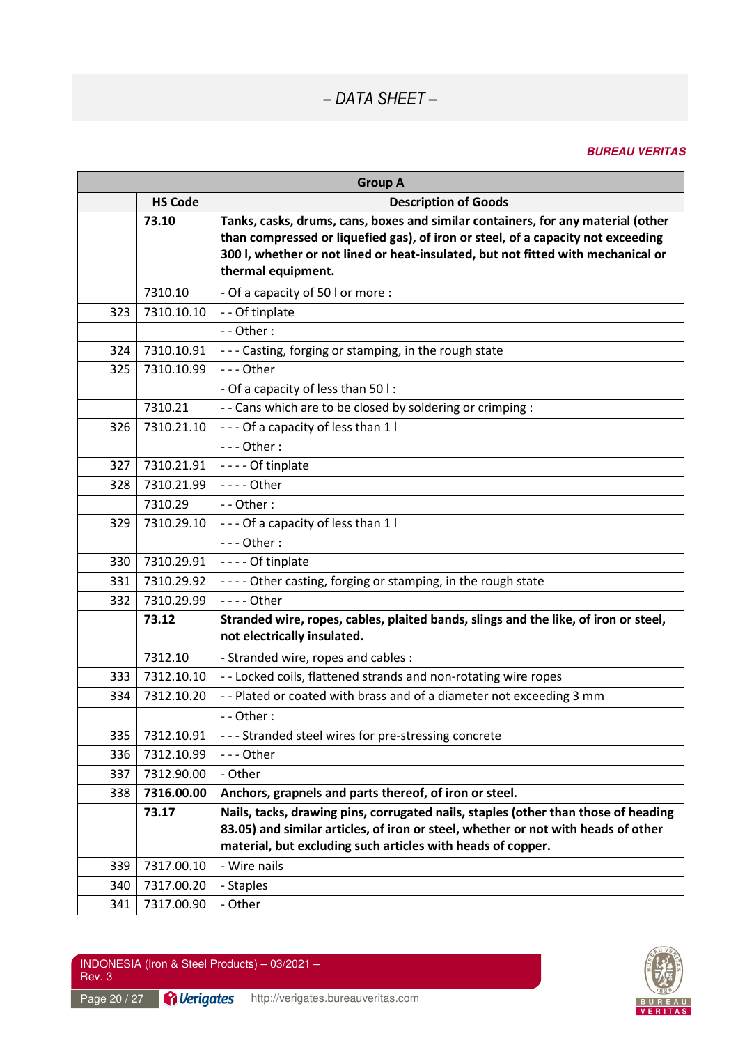## – DATA SHEET –

***BUREAU VERITAS***

| Group A | | |
|---|---|---|
| | **HS Code** | **Description of Goods** |
| | **73.10** | **Tanks, casks, drums, cans, boxes and similar containers, for any material (other than compressed or liquefied gas), of iron or steel, of a capacity not exceeding 300 l, whether or not lined or heat-insulated, but not fitted with mechanical or thermal equipment.** |
| | 7310.10 | - Of a capacity of 50 l or more : |
| 323 | 7310.10.10 | - - Of tinplate |
| | | - - Other : |
| 324 | 7310.10.91 | - - - Casting, forging or stamping, in the rough state |
| 325 | 7310.10.99 | - - - Other |
| | | - Of a capacity of less than 50 l : |
| | 7310.21 | - - Cans which are to be closed by soldering or crimping : |
| 326 | 7310.21.10 | - - - Of a capacity of less than 1 l |
| | | - - - Other : |
| 327 | 7310.21.91 | - - - - Of tinplate |
| 328 | 7310.21.99 | - - - - Other |
| | 7310.29 | - - Other : |
| 329 | 7310.29.10 | - - - Of a capacity of less than 1 l |
| | | - - - Other : |
| 330 | 7310.29.91 | - - - - Of tinplate |
| 331 | 7310.29.92 | - - - - Other casting, forging or stamping, in the rough state |
| 332 | 7310.29.99 | - - - - Other |
| | **73.12** | **Stranded wire, ropes, cables, plaited bands, slings and the like, of iron or steel, not electrically insulated.** |
| | 7312.10 | - Stranded wire, ropes and cables : |
| 333 | 7312.10.10 | - - Locked coils, flattened strands and non-rotating wire ropes |
| 334 | 7312.10.20 | - - Plated or coated with brass and of a diameter not exceeding 3 mm |
| | | - - Other : |
| 335 | 7312.10.91 | - - - Stranded steel wires for pre-stressing concrete |
| 336 | 7312.10.99 | - - - Other |
| 337 | 7312.90.00 | - Other |
| 338 | **7316.00.00** | **Anchors, grapnels and parts thereof, of iron or steel.** |
| | **73.17** | **Nails, tacks, drawing pins, corrugated nails, staples (other than those of heading 83.05) and similar articles, of iron or steel, whether or not with heads of other material, but excluding such articles with heads of copper.** |
| 339 | 7317.00.10 | - Wire nails |
| 340 | 7317.00.20 | - Staples |
| 341 | 7317.00.90 | - Other |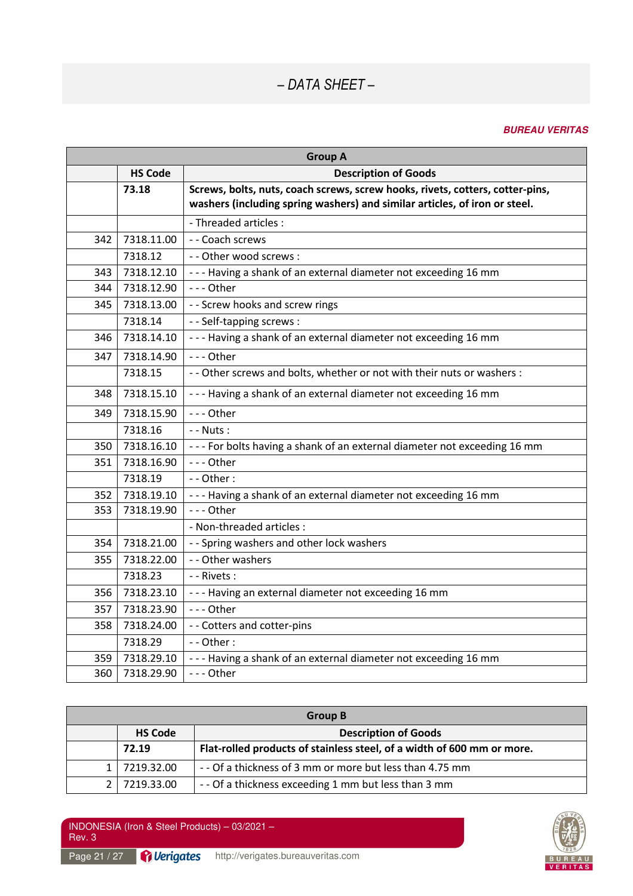– DATA SHEET –

**BUREAU VERITAS**

| Group A | | |
|---|---|---|
| | **HS Code** | **Description of Goods** |
| | **73.18** | **Screws, bolts, nuts, coach screws, screw hooks, rivets, cotters, cotter-pins, washers (including spring washers) and similar articles, of iron or steel.** |
| | | - Threaded articles : |
| 342 | 7318.11.00 | - - Coach screws |
| | 7318.12 | - - Other wood screws : |
| 343 | 7318.12.10 | - - - Having a shank of an external diameter not exceeding 16 mm |
| 344 | 7318.12.90 | - - - Other |
| 345 | 7318.13.00 | - - Screw hooks and screw rings |
| | 7318.14 | - - Self-tapping screws : |
| 346 | 7318.14.10 | - - - Having a shank of an external diameter not exceeding 16 mm |
| 347 | 7318.14.90 | - - - Other |
| | 7318.15 | - - Other screws and bolts, whether or not with their nuts or washers : |
| 348 | 7318.15.10 | - - - Having a shank of an external diameter not exceeding 16 mm |
| 349 | 7318.15.90 | - - - Other |
| | 7318.16 | - - Nuts : |
| 350 | 7318.16.10 | - - - For bolts having a shank of an external diameter not exceeding 16 mm |
| 351 | 7318.16.90 | - - - Other |
| | 7318.19 | - - Other : |
| 352 | 7318.19.10 | - - - Having a shank of an external diameter not exceeding 16 mm |
| 353 | 7318.19.90 | - - - Other |
| | | - Non-threaded articles : |
| 354 | 7318.21.00 | - - Spring washers and other lock washers |
| 355 | 7318.22.00 | - - Other washers |
| | 7318.23 | - - Rivets : |
| 356 | 7318.23.10 | - - - Having an external diameter not exceeding 16 mm |
| 357 | 7318.23.90 | - - - Other |
| 358 | 7318.24.00 | - - Cotters and cotter-pins |
| | 7318.29 | - - Other : |
| 359 | 7318.29.10 | - - - Having a shank of an external diameter not exceeding 16 mm |
| 360 | 7318.29.90 | - - - Other |

| Group B | | |
|---|---|---|
| | **HS Code** | **Description of Goods** |
| | **72.19** | **Flat-rolled products of stainless steel, of a width of 600 mm or more.** |
| 1 | 7219.32.00 | - - Of a thickness of 3 mm or more but less than 4.75 mm |
| 2 | 7219.33.00 | - - Of a thickness exceeding 1 mm but less than 3 mm |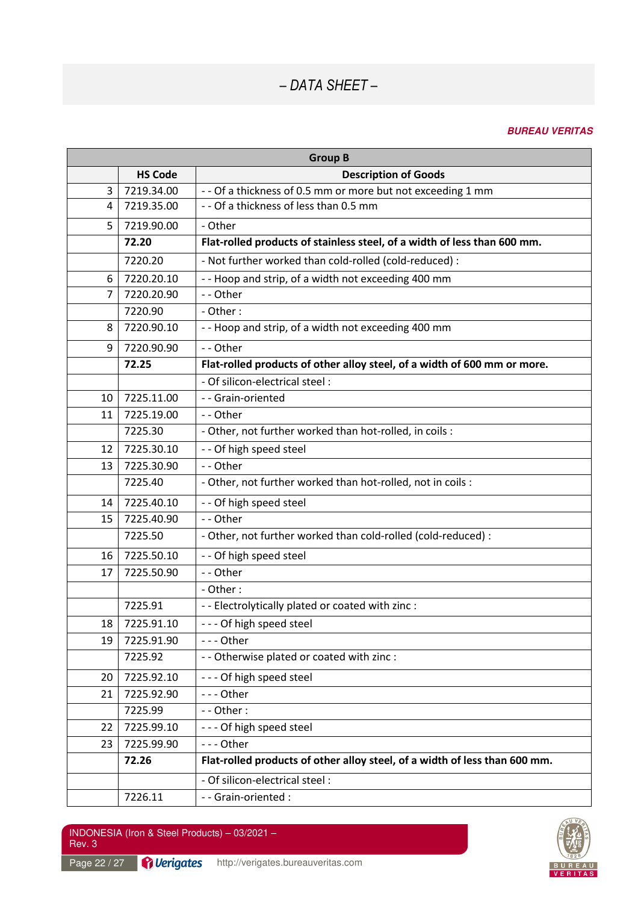# – DATA SHEET –

***BUREAU VERITAS***

| Group B | | |
|---|---|---|
| | **HS Code** | **Description of Goods** |
| 3 | 7219.34.00 | - - Of a thickness of 0.5 mm or more but not exceeding 1 mm |
| 4 | 7219.35.00 | - - Of a thickness of less than 0.5 mm |
| 5 | 7219.90.00 | - Other |
| | **72.20** | **Flat-rolled products of stainless steel, of a width of less than 600 mm.** |
| | 7220.20 | - Not further worked than cold-rolled (cold-reduced) : |
| 6 | 7220.20.10 | - - Hoop and strip, of a width not exceeding 400 mm |
| 7 | 7220.20.90 | - - Other |
| | 7220.90 | - Other : |
| 8 | 7220.90.10 | - - Hoop and strip, of a width not exceeding 400 mm |
| 9 | 7220.90.90 | - - Other |
| | **72.25** | **Flat-rolled products of other alloy steel, of a width of 600 mm or more.** |
| | | - Of silicon-electrical steel : |
| 10 | 7225.11.00 | - - Grain-oriented |
| 11 | 7225.19.00 | - - Other |
| | 7225.30 | - Other, not further worked than hot-rolled, in coils : |
| 12 | 7225.30.10 | - - Of high speed steel |
| 13 | 7225.30.90 | - - Other |
| | 7225.40 | - Other, not further worked than hot-rolled, not in coils : |
| 14 | 7225.40.10 | - - Of high speed steel |
| 15 | 7225.40.90 | - - Other |
| | 7225.50 | - Other, not further worked than cold-rolled (cold-reduced) : |
| 16 | 7225.50.10 | - - Of high speed steel |
| 17 | 7225.50.90 | - - Other |
| | | - Other : |
| | 7225.91 | - - Electrolytically plated or coated with zinc : |
| 18 | 7225.91.10 | - - - Of high speed steel |
| 19 | 7225.91.90 | - - - Other |
| | 7225.92 | - - Otherwise plated or coated with zinc : |
| 20 | 7225.92.10 | - - - Of high speed steel |
| 21 | 7225.92.90 | - - - Other |
| | 7225.99 | - - Other : |
| 22 | 7225.99.10 | - - - Of high speed steel |
| 23 | 7225.99.90 | - - - Other |
| | **72.26** | **Flat-rolled products of other alloy steel, of a width of less than 600 mm.** |
| | | - Of silicon-electrical steel : |
| | 7226.11 | - - Grain-oriented : |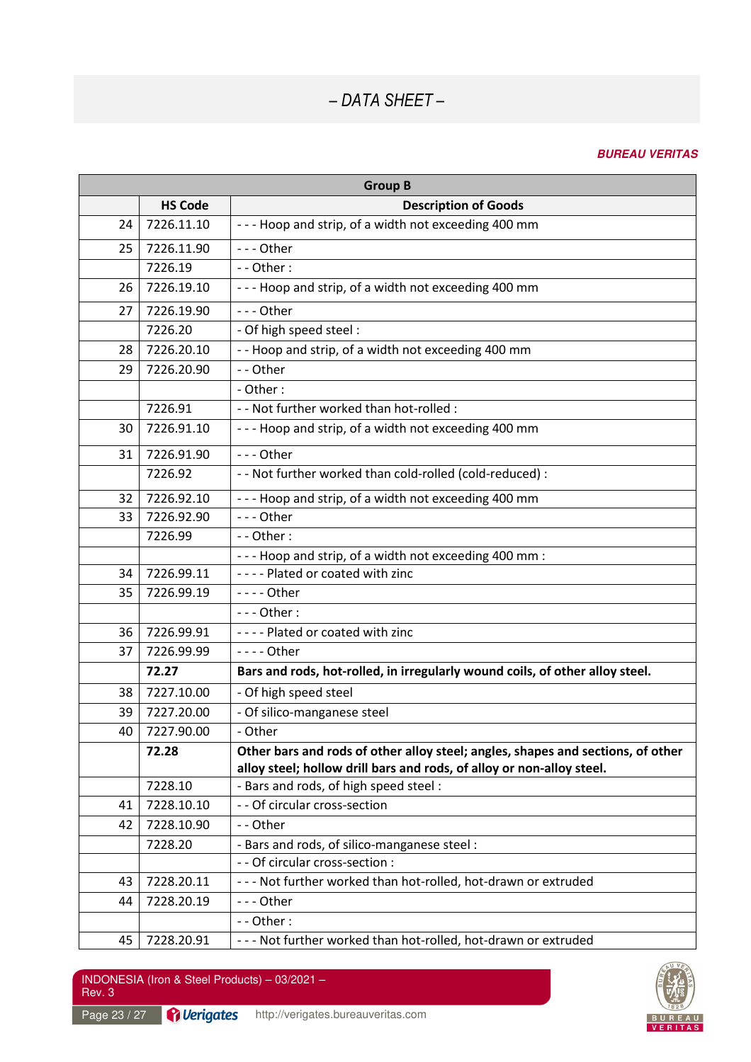## – DATA SHEET –

***BUREAU VERITAS***

| Group B | | |
|---|---|---|
| | **HS Code** | **Description of Goods** |
| 24 | 7226.11.10 | - - - Hoop and strip, of a width not exceeding 400 mm |
| 25 | 7226.11.90 | - - - Other |
| | 7226.19 | - - Other : |
| 26 | 7226.19.10 | - - - Hoop and strip, of a width not exceeding 400 mm |
| 27 | 7226.19.90 | - - - Other |
| | 7226.20 | - Of high speed steel : |
| 28 | 7226.20.10 | - - Hoop and strip, of a width not exceeding 400 mm |
| 29 | 7226.20.90 | - - Other |
| | | - Other : |
| | 7226.91 | - - Not further worked than hot-rolled : |
| 30 | 7226.91.10 | - - - Hoop and strip, of a width not exceeding 400 mm |
| 31 | 7226.91.90 | - - - Other |
| | 7226.92 | - - Not further worked than cold-rolled (cold-reduced) : |
| 32 | 7226.92.10 | - - - Hoop and strip, of a width not exceeding 400 mm |
| 33 | 7226.92.90 | - - - Other |
| | 7226.99 | - - Other : |
| | | - - - Hoop and strip, of a width not exceeding 400 mm : |
| 34 | 7226.99.11 | - - - - Plated or coated with zinc |
| 35 | 7226.99.19 | - - - - Other |
| | | - - - Other : |
| 36 | 7226.99.91 | - - - - Plated or coated with zinc |
| 37 | 7226.99.99 | - - - - Other |
| | **72.27** | **Bars and rods, hot-rolled, in irregularly wound coils, of other alloy steel.** |
| 38 | 7227.10.00 | - Of high speed steel |
| 39 | 7227.20.00 | - Of silico-manganese steel |
| 40 | 7227.90.00 | - Other |
| | **72.28** | **Other bars and rods of other alloy steel; angles, shapes and sections, of other alloy steel; hollow drill bars and rods, of alloy or non-alloy steel.** |
| | 7228.10 | - Bars and rods, of high speed steel : |
| 41 | 7228.10.10 | - - Of circular cross-section |
| 42 | 7228.10.90 | - - Other |
| | 7228.20 | - Bars and rods, of silico-manganese steel : |
| | | - - Of circular cross-section : |
| 43 | 7228.20.11 | - - - Not further worked than hot-rolled, hot-drawn or extruded |
| 44 | 7228.20.19 | - - - Other |
| | | - - Other : |
| 45 | 7228.20.91 | - - - Not further worked than hot-rolled, hot-drawn or extruded |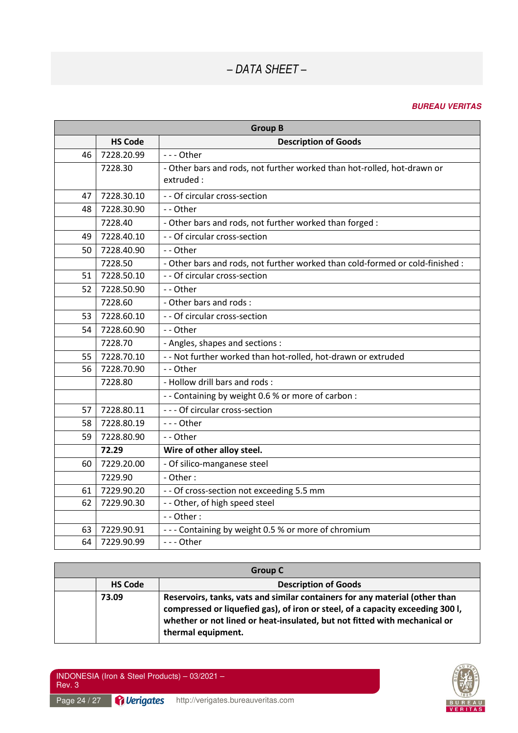| Group B | | |
|---|---|---|
| | **HS Code** | **Description of Goods** |
| 46 | 7228.20.99 | - - - Other |
| | 7228.30 | - Other bars and rods, not further worked than hot-rolled, hot-drawn or extruded : |
| 47 | 7228.30.10 | - - Of circular cross-section |
| 48 | 7228.30.90 | - - Other |
| | 7228.40 | - Other bars and rods, not further worked than forged : |
| 49 | 7228.40.10 | - - Of circular cross-section |
| 50 | 7228.40.90 | - - Other |
| | 7228.50 | - Other bars and rods, not further worked than cold-formed or cold-finished : |
| 51 | 7228.50.10 | - - Of circular cross-section |
| 52 | 7228.50.90 | - - Other |
| | 7228.60 | - Other bars and rods : |
| 53 | 7228.60.10 | - - Of circular cross-section |
| 54 | 7228.60.90 | - - Other |
| | 7228.70 | - Angles, shapes and sections : |
| 55 | 7228.70.10 | - - Not further worked than hot-rolled, hot-drawn or extruded |
| 56 | 7228.70.90 | - - Other |
| | 7228.80 | - Hollow drill bars and rods : |
| | | - - Containing by weight 0.6 % or more of carbon : |
| 57 | 7228.80.11 | - - - Of circular cross-section |
| 58 | 7228.80.19 | - - - Other |
| 59 | 7228.80.90 | - - Other |
| | **72.29** | **Wire of other alloy steel.** |
| 60 | 7229.20.00 | - Of silico-manganese steel |
| | 7229.90 | - Other : |
| 61 | 7229.90.20 | - - Of cross-section not exceeding 5.5 mm |
| 62 | 7229.90.30 | - - Other, of high speed steel |
| | | - - Other : |
| 63 | 7229.90.91 | - - - Containing by weight 0.5 % or more of chromium |
| 64 | 7229.90.99 | - - - Other |

| Group C | | |
|---|---|---|
| | **HS Code** | **Description of Goods** |
| | **73.09** | **Reservoirs, tanks, vats and similar containers for any material (other than compressed or liquefied gas), of iron or steel, of a capacity exceeding 300 l, whether or not lined or heat-insulated, but not fitted with mechanical or thermal equipment.** |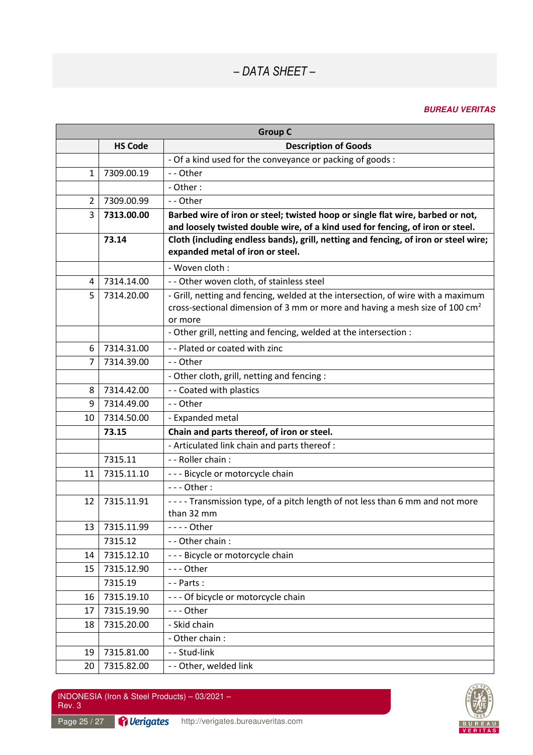– DATA SHEET –

***BUREAU VERITAS***

| Group C | | |
|---|---|---|
| | **HS Code** | **Description of Goods** |
| | | - Of a kind used for the conveyance or packing of goods : |
| 1 | 7309.00.19 | - - Other |
| | | - Other : |
| 2 | 7309.00.99 | - - Other |
| 3 | **7313.00.00** | **Barbed wire of iron or steel; twisted hoop or single flat wire, barbed or not, and loosely twisted double wire, of a kind used for fencing, of iron or steel.** |
| | **73.14** | **Cloth (including endless bands), grill, netting and fencing, of iron or steel wire; expanded metal of iron or steel.** |
| | | - Woven cloth : |
| 4 | 7314.14.00 | - - Other woven cloth, of stainless steel |
| 5 | 7314.20.00 | - Grill, netting and fencing, welded at the intersection, of wire with a maximum cross-sectional dimension of 3 mm or more and having a mesh size of 100 $cm^2$ or more |
| | | - Other grill, netting and fencing, welded at the intersection : |
| 6 | 7314.31.00 | - - Plated or coated with zinc |
| 7 | 7314.39.00 | - - Other |
| | | - Other cloth, grill, netting and fencing : |
| 8 | 7314.42.00 | - - Coated with plastics |
| 9 | 7314.49.00 | - - Other |
| 10 | 7314.50.00 | - Expanded metal |
| | **73.15** | **Chain and parts thereof, of iron or steel.** |
| | | - Articulated link chain and parts thereof : |
| | 7315.11 | - - Roller chain : |
| 11 | 7315.11.10 | - - - Bicycle or motorcycle chain |
| | | - - - Other : |
| 12 | 7315.11.91 | - - - - Transmission type, of a pitch length of not less than 6 mm and not more than 32 mm |
| 13 | 7315.11.99 | - - - - Other |
| | 7315.12 | - - Other chain : |
| 14 | 7315.12.10 | - - - Bicycle or motorcycle chain |
| 15 | 7315.12.90 | - - - Other |
| | 7315.19 | - - Parts : |
| 16 | 7315.19.10 | - - - Of bicycle or motorcycle chain |
| 17 | 7315.19.90 | - - - Other |
| 18 | 7315.20.00 | - Skid chain |
| | | - Other chain : |
| 19 | 7315.81.00 | - - Stud-link |
| 20 | 7315.82.00 | - - Other, welded link |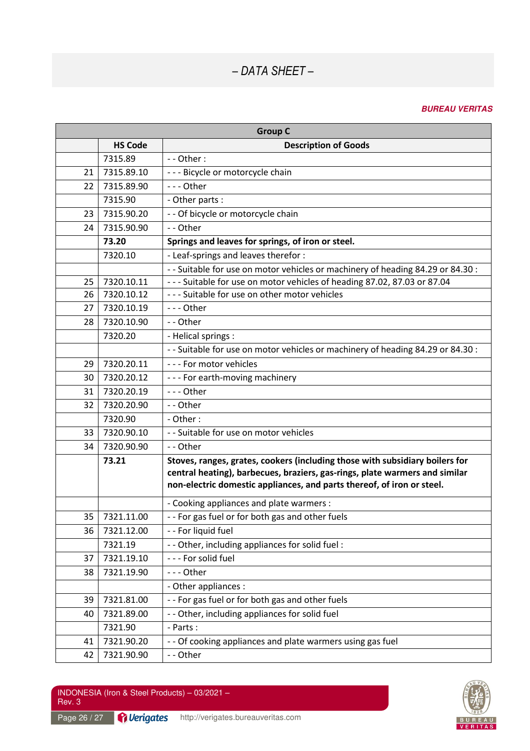– DATA SHEET –

**BUREAU VERITAS**

| Group C | | |
|---|---|---|
| | **HS Code** | **Description of Goods** |
| | 7315.89 | - - Other : |
| 21 | 7315.89.10 | - - - Bicycle or motorcycle chain |
| 22 | 7315.89.90 | - - - Other |
| | 7315.90 | - Other parts : |
| 23 | 7315.90.20 | - - Of bicycle or motorcycle chain |
| 24 | 7315.90.90 | - - Other |
| | **73.20** | **Springs and leaves for springs, of iron or steel.** |
| | 7320.10 | - Leaf-springs and leaves therefor : |
| | | - - Suitable for use on motor vehicles or machinery of heading 84.29 or 84.30 : |
| 25 | 7320.10.11 | - - - Suitable for use on motor vehicles of heading 87.02, 87.03 or 87.04 |
| 26 | 7320.10.12 | - - - Suitable for use on other motor vehicles |
| 27 | 7320.10.19 | - - - Other |
| 28 | 7320.10.90 | - - Other |
| | 7320.20 | - Helical springs : |
| | | - - Suitable for use on motor vehicles or machinery of heading 84.29 or 84.30 : |
| 29 | 7320.20.11 | - - - For motor vehicles |
| 30 | 7320.20.12 | - - - For earth-moving machinery |
| 31 | 7320.20.19 | - - - Other |
| 32 | 7320.20.90 | - - Other |
| | 7320.90 | - Other : |
| 33 | 7320.90.10 | - - Suitable for use on motor vehicles |
| 34 | 7320.90.90 | - - Other |
| | **73.21** | **Stoves, ranges, grates, cookers (including those with subsidiary boilers for central heating), barbecues, braziers, gas-rings, plate warmers and similar non-electric domestic appliances, and parts thereof, of iron or steel.** |
| | | - Cooking appliances and plate warmers : |
| 35 | 7321.11.00 | - - For gas fuel or for both gas and other fuels |
| 36 | 7321.12.00 | - - For liquid fuel |
| | 7321.19 | - - Other, including appliances for solid fuel : |
| 37 | 7321.19.10 | - - - For solid fuel |
| 38 | 7321.19.90 | - - - Other |
| | | - Other appliances : |
| 39 | 7321.81.00 | - - For gas fuel or for both gas and other fuels |
| 40 | 7321.89.00 | - - Other, including appliances for solid fuel |
| | 7321.90 | - Parts : |
| 41 | 7321.90.20 | - - Of cooking appliances and plate warmers using gas fuel |
| 42 | 7321.90.90 | - - Other |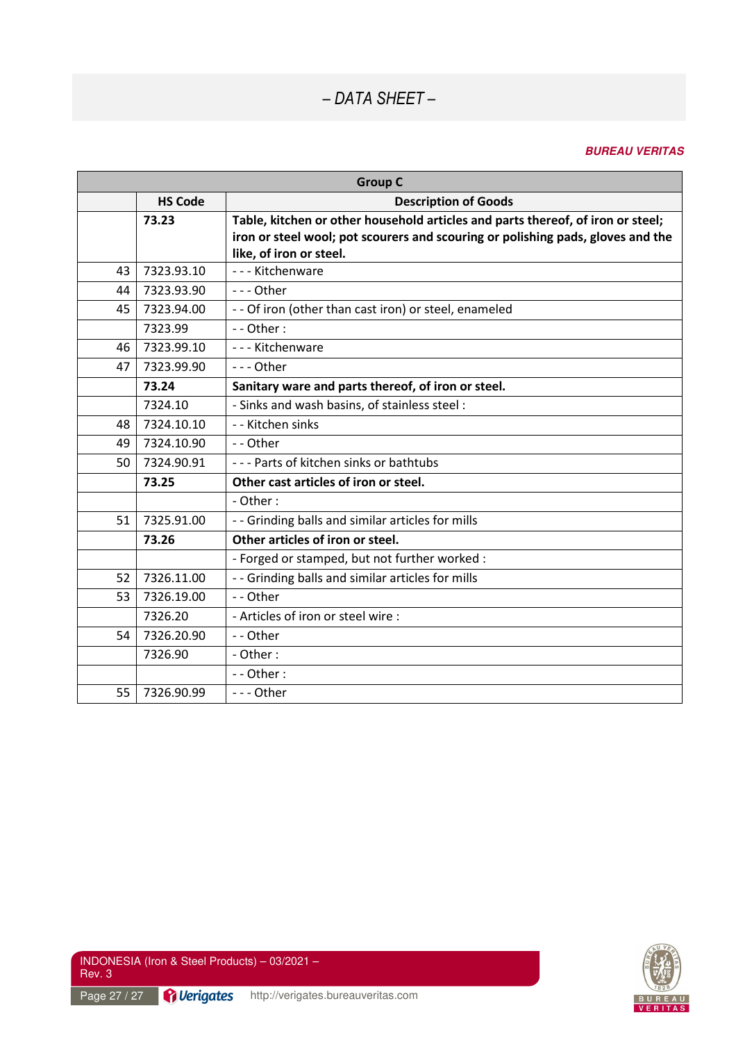– DATA SHEET –

***BUREAU VERITAS***

| Group C | | |
|---|---|---|
| | **HS Code** | **Description of Goods** |
| | **73.23** | **Table, kitchen or other household articles and parts thereof, of iron or steel; iron or steel wool; pot scourers and scouring or polishing pads, gloves and the like, of iron or steel.** |
| 43 | 7323.93.10 | - - - Kitchenware |
| 44 | 7323.93.90 | - - - Other |
| 45 | 7323.94.00 | - - Of iron (other than cast iron) or steel, enameled |
| | 7323.99 | - - Other : |
| 46 | 7323.99.10 | - - - Kitchenware |
| 47 | 7323.99.90 | - - - Other |
| | **73.24** | **Sanitary ware and parts thereof, of iron or steel.** |
| | 7324.10 | - Sinks and wash basins, of stainless steel : |
| 48 | 7324.10.10 | - - Kitchen sinks |
| 49 | 7324.10.90 | - - Other |
| 50 | 7324.90.91 | - - - Parts of kitchen sinks or bathtubs |
| | **73.25** | **Other cast articles of iron or steel.** |
| | | - Other : |
| 51 | 7325.91.00 | - - Grinding balls and similar articles for mills |
| | **73.26** | **Other articles of iron or steel.** |
| | | - Forged or stamped, but not further worked : |
| 52 | 7326.11.00 | - - Grinding balls and similar articles for mills |
| 53 | 7326.19.00 | - - Other |
| | 7326.20 | - Articles of iron or steel wire : |
| 54 | 7326.20.90 | - - Other |
| | 7326.90 | - Other : |
| | | - - Other : |
| 55 | 7326.90.99 | - - - Other |